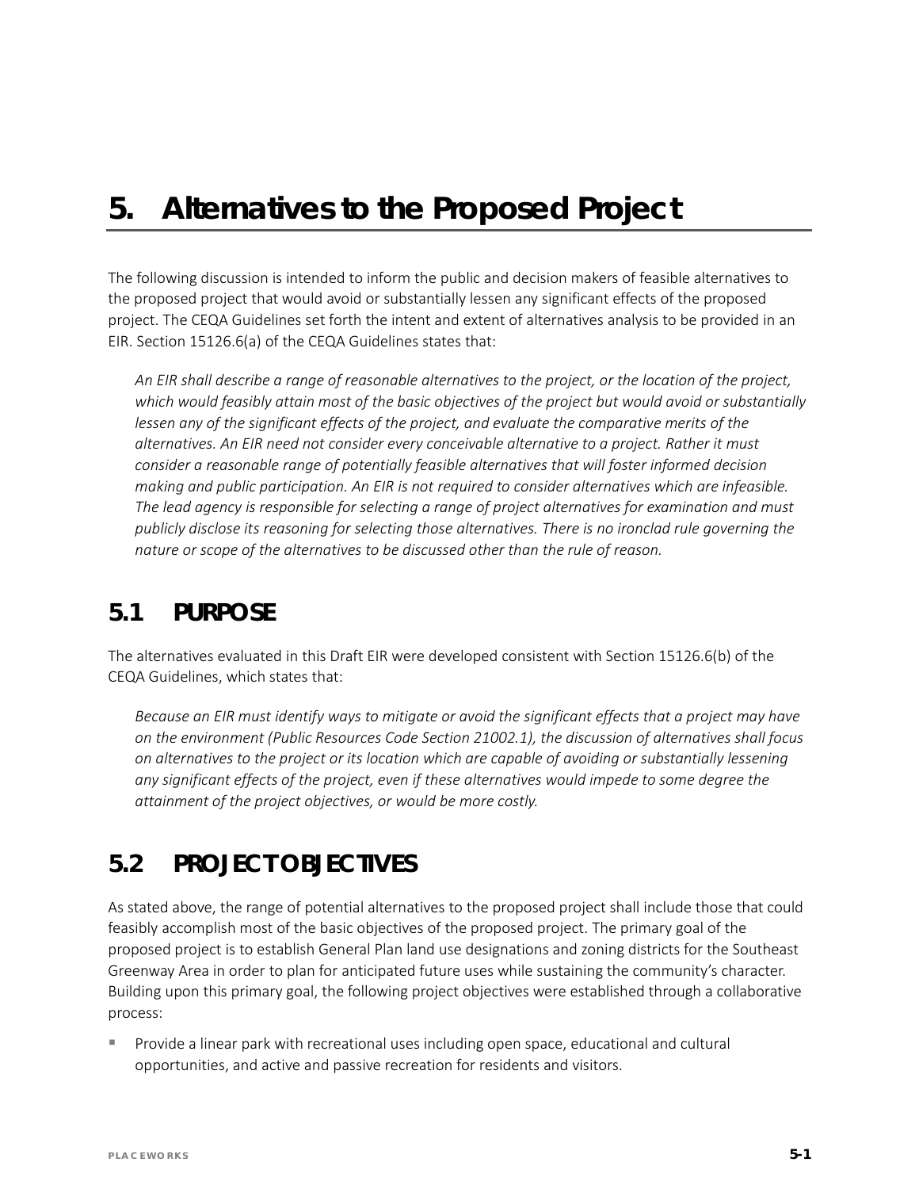# 5. Alternatives to the Proposed Project

The following discussion is intended to inform the public and decision makers of feasible alternatives to the proposed project that would avoid or substantially lessen any significant effects of the proposed project. The CEQA Guidelines set forth the intent and extent of alternatives analysis to be provided in an EIR. Section 15126.6(a) of the CEQA Guidelines states that:

> *An EIR shall describe a range of reasonable alternatives to the project, or the location of the project, which would feasibly attain most of the basic objectives of the project but would avoid or substantially lessen any of the significant effects of the project, and evaluate the comparative merits of the alternatives. An EIR need not consider every conceivable alternative to a project. Rather it must consider a reasonable range of potentially feasible alternatives that will foster informed decision making and public participation. An EIR is not required to consider alternatives which are infeasible. The lead agency is responsible for selecting a range of project alternatives for examination and must publicly disclose its reasoning for selecting those alternatives. There is no ironclad rule governing the nature or scope of the alternatives to be discussed other than the rule of reason.*

## 5.1 PURPOSE

The alternatives evaluated in this Draft EIR were developed consistent with Section 15126.6(b) of the CEQA Guidelines, which states that:

> *Because an EIR must identify ways to mitigate or avoid the significant effects that a project may have on the environment (Public Resources Code Section 21002.1), the discussion of alternatives shall focus on alternatives to the project or its location which are capable of avoiding or substantially lessening any significant effects of the project, even if these alternatives would impede to some degree the attainment of the project objectives, or would be more costly.*

## 5.2 PROJECT OBJECTIVES

As stated above, the range of potential alternatives to the proposed project shall include those that could feasibly accomplish most of the basic objectives of the proposed project. The primary goal of the proposed project is to establish General Plan land use designations and zoning districts for the Southeast Greenway Area in order to plan for anticipated future uses while sustaining the community's character. Building upon this primary goal, the following project objectives were established through a collaborative process:

- Provide a linear park with recreational uses including open space, educational and cultural opportunities, and active and passive recreation for residents and visitors.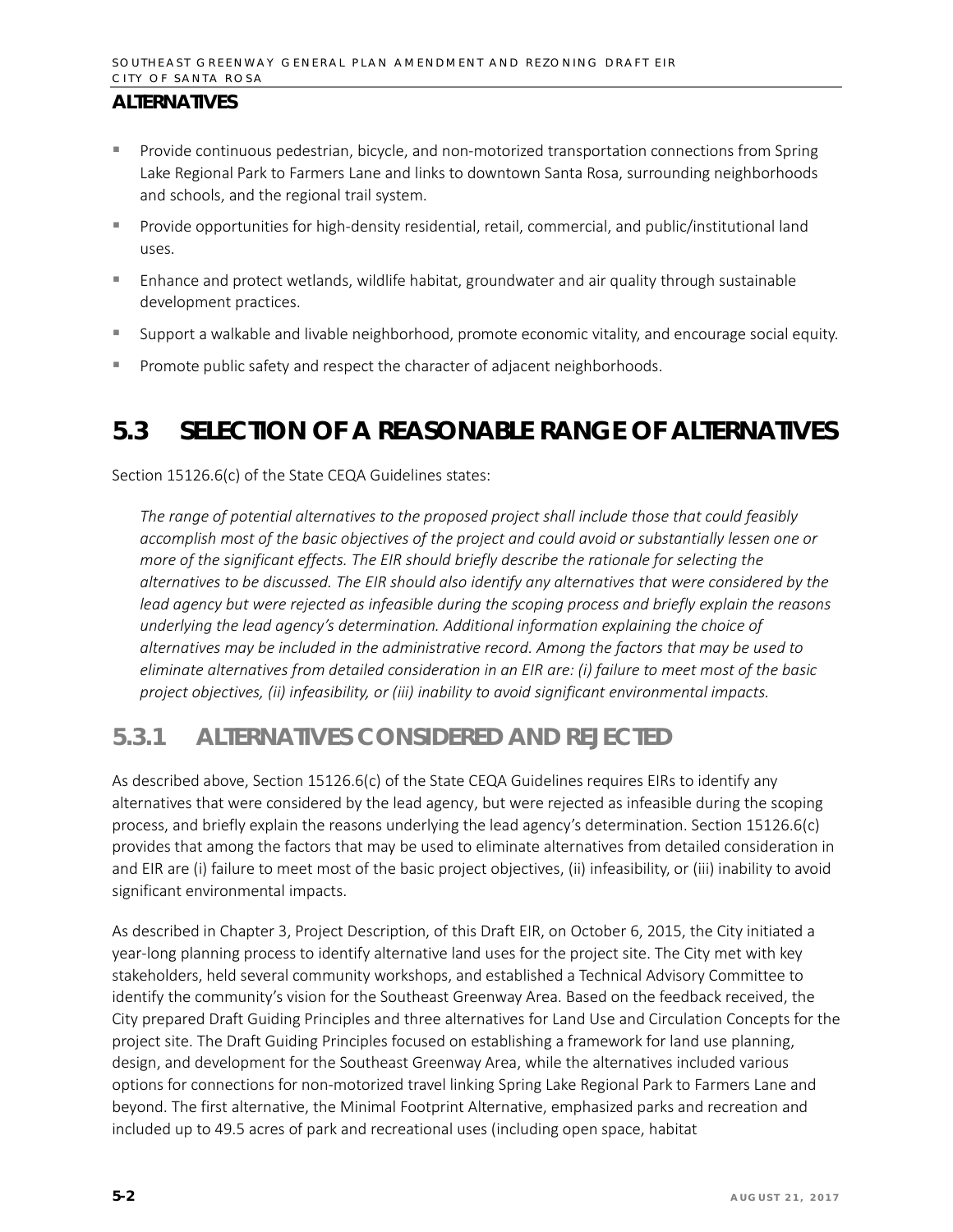## ALTERNATIVES

- Provide continuous pedestrian, bicycle, and non-motorized transportation connections from Spring Lake Regional Park to Farmers Lane and links to downtown Santa Rosa, surrounding neighborhoods and schools, and the regional trail system.
- Provide opportunities for high-density residential, retail, commercial, and public/institutional land uses.
- Enhance and protect wetlands, wildlife habitat, groundwater and air quality through sustainable development practices.
- Support a walkable and livable neighborhood, promote economic vitality, and encourage social equity.
- Promote public safety and respect the character of adjacent neighborhoods.

# 5.3 SELECTION OF A REASONABLE RANGE OF ALTERNATIVES

Section 15126.6(c) of the State CEQA Guidelines states:

> *The range of potential alternatives to the proposed project shall include those that could feasibly accomplish most of the basic objectives of the project and could avoid or substantially lessen one or more of the significant effects. The EIR should briefly describe the rationale for selecting the alternatives to be discussed. The EIR should also identify any alternatives that were considered by the lead agency but were rejected as infeasible during the scoping process and briefly explain the reasons underlying the lead agency's determination. Additional information explaining the choice of alternatives may be included in the administrative record. Among the factors that may be used to eliminate alternatives from detailed consideration in an EIR are: (i) failure to meet most of the basic project objectives, (ii) infeasibility, or (iii) inability to avoid significant environmental impacts.*

## 5.3.1 ALTERNATIVES CONSIDERED AND REJECTED

As described above, Section 15126.6(c) of the State CEQA Guidelines requires EIRs to identify any alternatives that were considered by the lead agency, but were rejected as infeasible during the scoping process, and briefly explain the reasons underlying the lead agency's determination. Section 15126.6(c) provides that among the factors that may be used to eliminate alternatives from detailed consideration in and EIR are (i) failure to meet most of the basic project objectives, (ii) infeasibility, or (iii) inability to avoid significant environmental impacts.

As described in Chapter 3, Project Description, of this Draft EIR, on October 6, 2015, the City initiated a year-long planning process to identify alternative land uses for the project site. The City met with key stakeholders, held several community workshops, and established a Technical Advisory Committee to identify the community's vision for the Southeast Greenway Area. Based on the feedback received, the City prepared Draft Guiding Principles and three alternatives for Land Use and Circulation Concepts for the project site. The Draft Guiding Principles focused on establishing a framework for land use planning, design, and development for the Southeast Greenway Area, while the alternatives included various options for connections for non-motorized travel linking Spring Lake Regional Park to Farmers Lane and beyond. The first alternative, the Minimal Footprint Alternative, emphasized parks and recreation and included up to 49.5 acres of park and recreational uses (including open space, habitat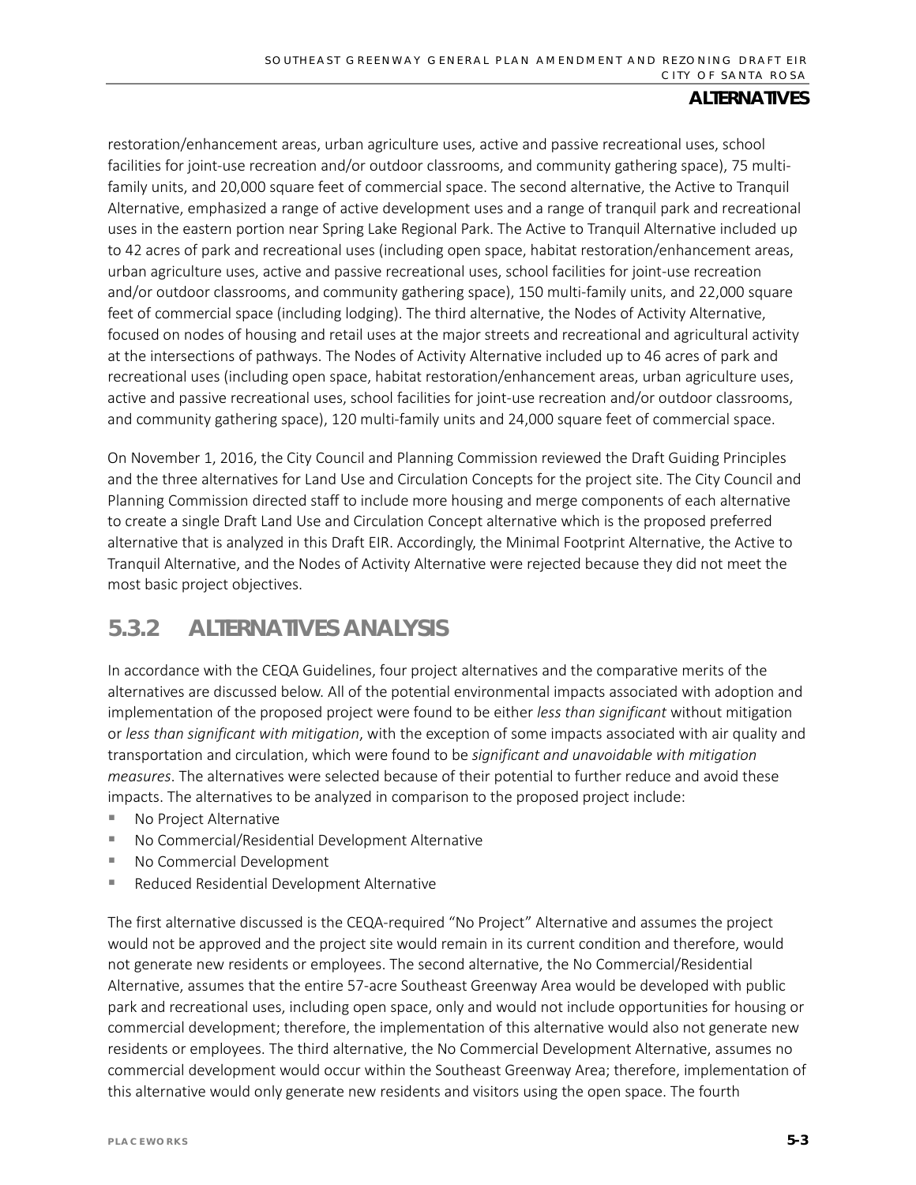restoration/enhancement areas, urban agriculture uses, active and passive recreational uses, school facilities for joint-use recreation and/or outdoor classrooms, and community gathering space), 75 multi-family units, and 20,000 square feet of commercial space. The second alternative, the Active to Tranquil Alternative, emphasized a range of active development uses and a range of tranquil park and recreational uses in the eastern portion near Spring Lake Regional Park. The Active to Tranquil Alternative included up to 42 acres of park and recreational uses (including open space, habitat restoration/enhancement areas, urban agriculture uses, active and passive recreational uses, school facilities for joint-use recreation and/or outdoor classrooms, and community gathering space), 150 multi-family units, and 22,000 square feet of commercial space (including lodging). The third alternative, the Nodes of Activity Alternative, focused on nodes of housing and retail uses at the major streets and recreational and agricultural activity at the intersections of pathways. The Nodes of Activity Alternative included up to 46 acres of park and recreational uses (including open space, habitat restoration/enhancement areas, urban agriculture uses, active and passive recreational uses, school facilities for joint-use recreation and/or outdoor classrooms, and community gathering space), 120 multi-family units and 24,000 square feet of commercial space.

On November 1, 2016, the City Council and Planning Commission reviewed the Draft Guiding Principles and the three alternatives for Land Use and Circulation Concepts for the project site. The City Council and Planning Commission directed staff to include more housing and merge components of each alternative to create a single Draft Land Use and Circulation Concept alternative which is the proposed preferred alternative that is analyzed in this Draft EIR. Accordingly, the Minimal Footprint Alternative, the Active to Tranquil Alternative, and the Nodes of Activity Alternative were rejected because they did not meet the most basic project objectives.

## 5.3.2 ALTERNATIVES ANALYSIS

In accordance with the CEQA Guidelines, four project alternatives and the comparative merits of the alternatives are discussed below. All of the potential environmental impacts associated with adoption and implementation of the proposed project were found to be either *less than significant* without mitigation or *less than significant with mitigation*, with the exception of some impacts associated with air quality and transportation and circulation, which were found to be *significant and unavoidable with mitigation measures*. The alternatives were selected because of their potential to further reduce and avoid these impacts. The alternatives to be analyzed in comparison to the proposed project include:

- No Project Alternative
- No Commercial/Residential Development Alternative
- No Commercial Development
- Reduced Residential Development Alternative

The first alternative discussed is the CEQA-required "No Project" Alternative and assumes the project would not be approved and the project site would remain in its current condition and therefore, would not generate new residents or employees. The second alternative, the No Commercial/Residential Alternative, assumes that the entire 57-acre Southeast Greenway Area would be developed with public park and recreational uses, including open space, only and would not include opportunities for housing or commercial development; therefore, the implementation of this alternative would also not generate new residents or employees. The third alternative, the No Commercial Development Alternative, assumes no commercial development would occur within the Southeast Greenway Area; therefore, implementation of this alternative would only generate new residents and visitors using the open space. The fourth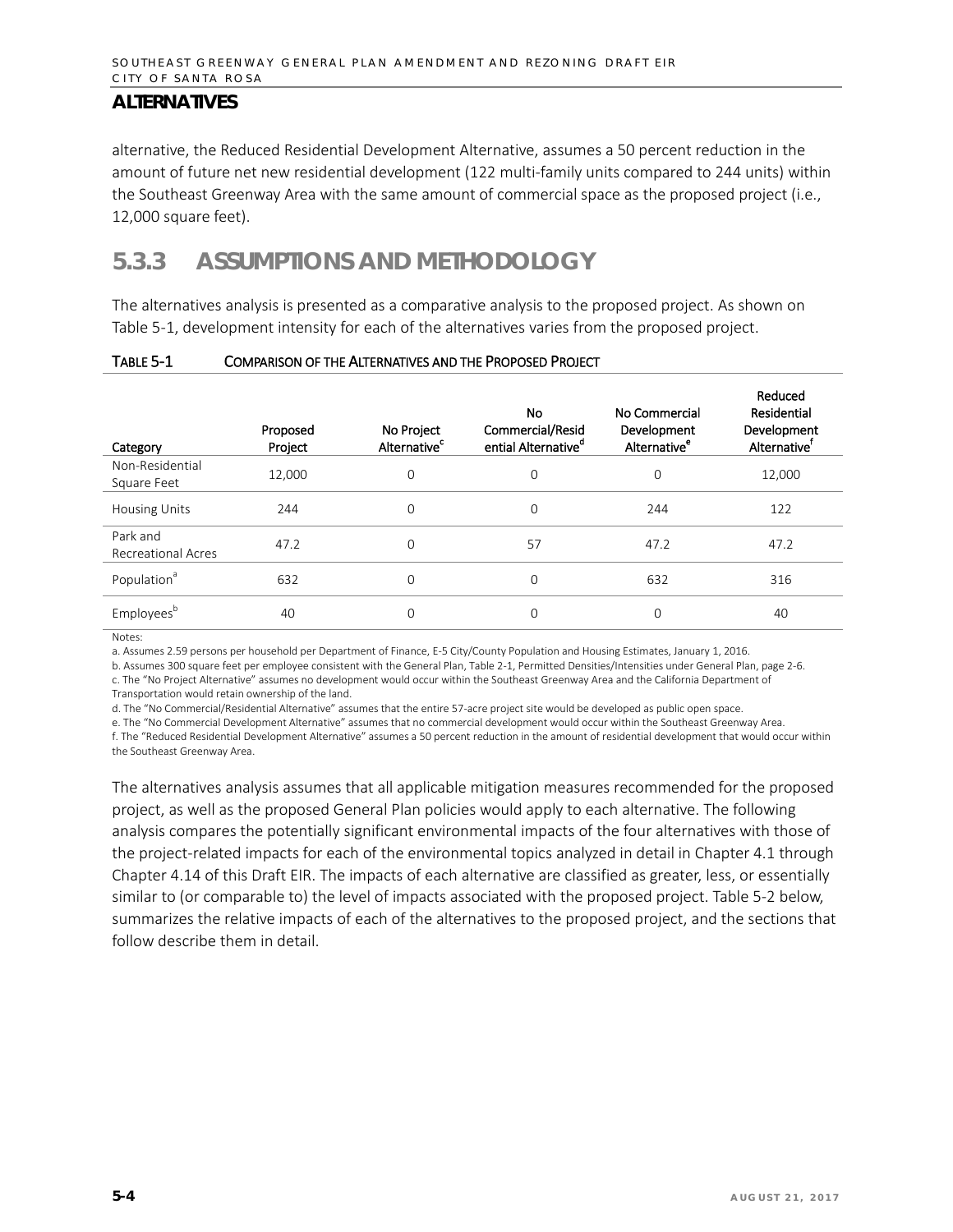## ALTERNATIVES

alternative, the Reduced Residential Development Alternative, assumes a 50 percent reduction in the amount of future net new residential development (122 multi-family units compared to 244 units) within the Southeast Greenway Area with the same amount of commercial space as the proposed project (i.e., 12,000 square feet).

## 5.3.3 ASSUMPTIONS AND METHODOLOGY

The alternatives analysis is presented as a comparative analysis to the proposed project. As shown on Table 5-1, development intensity for each of the alternatives varies from the proposed project.

**TABLE 5-1 COMPARISON OF THE ALTERNATIVES AND THE PROPOSED PROJECT**

| Category | Proposed Project | No Project Alternative[c] | No Commercial/Residential Alternative[d] | No Commercial Development Alternative[e] | Reduced Residential Development Alternative[f] |
|---|---|---|---|---|---|
| Non-Residential Square Feet | 12,000 | 0 | 0 | 0 | 12,000 |
| Housing Units | 244 | 0 | 0 | 244 | 122 |
| Park and Recreational Acres | 47.2 | 0 | 57 | 47.2 | 47.2 |
| Population[a] | 632 | 0 | 0 | 632 | 316 |
| Employees[b] | 40 | 0 | 0 | 0 | 40 |

Notes:
a. Assumes 2.59 persons per household per Department of Finance, E-5 City/County Population and Housing Estimates, January 1, 2016.
b. Assumes 300 square feet per employee consistent with the General Plan, Table 2-1, Permitted Densities/Intensities under General Plan, page 2-6.
c. The "No Project Alternative" assumes no development would occur within the Southeast Greenway Area and the California Department of Transportation would retain ownership of the land.
d. The "No Commercial/Residential Alternative" assumes that the entire 57-acre project site would be developed as public open space.
e. The "No Commercial Development Alternative" assumes that no commercial development would occur within the Southeast Greenway Area.
f. The "Reduced Residential Development Alternative" assumes a 50 percent reduction in the amount of residential development that would occur within the Southeast Greenway Area.

The alternatives analysis assumes that all applicable mitigation measures recommended for the proposed project, as well as the proposed General Plan policies would apply to each alternative. The following analysis compares the potentially significant environmental impacts of the four alternatives with those of the project-related impacts for each of the environmental topics analyzed in detail in Chapter 4.1 through Chapter 4.14 of this Draft EIR. The impacts of each alternative are classified as greater, less, or essentially similar to (or comparable to) the level of impacts associated with the proposed project. Table 5-2 below, summarizes the relative impacts of each of the alternatives to the proposed project, and the sections that follow describe them in detail.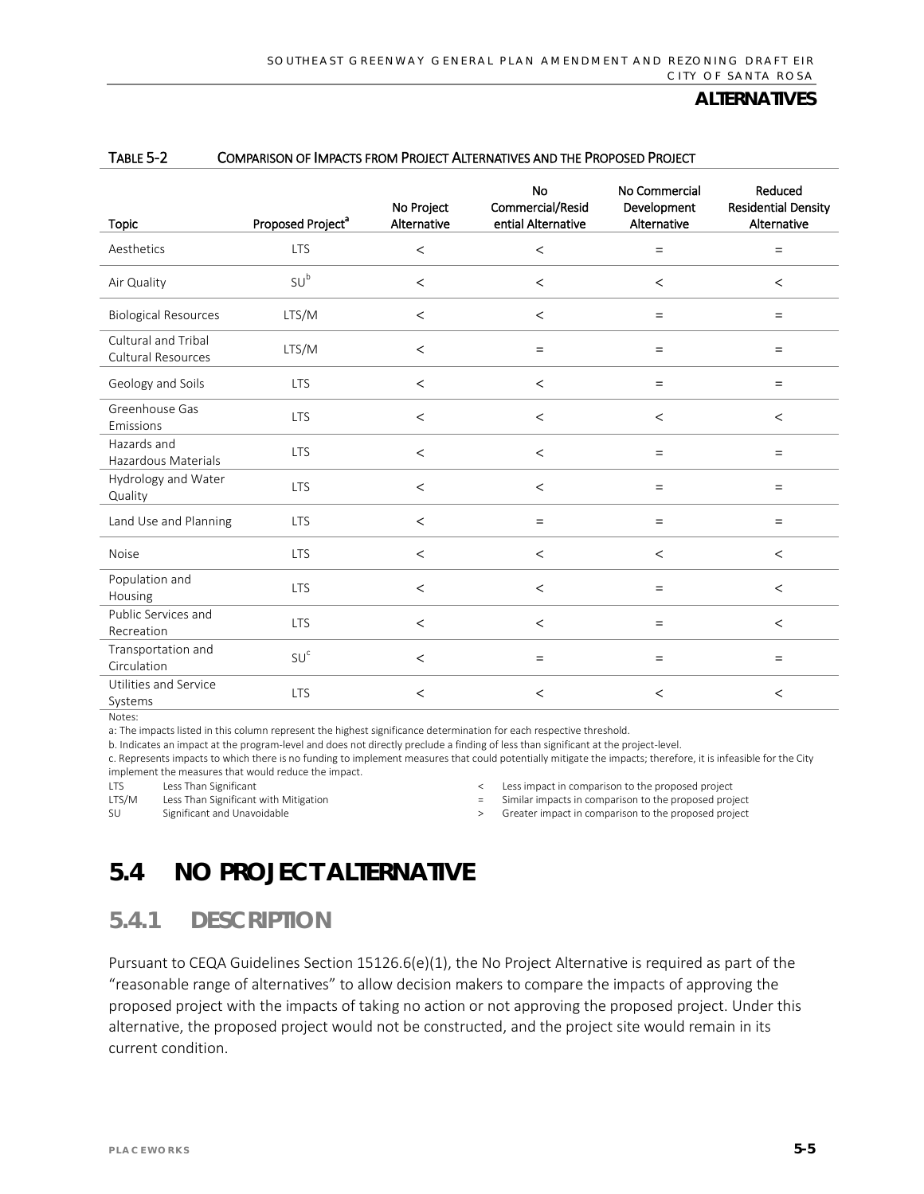TABLE 5-2 COMPARISON OF IMPACTS FROM PROJECT ALTERNATIVES AND THE PROPOSED PROJECT

| Topic | Proposed Project[a] | No Project Alternative | No Commercial/Residential Alternative | No Commercial Development Alternative | Reduced Residential Density Alternative |
|---|---|---|---|---|---|
| Aesthetics | LTS | < | < | = | = |
| Air Quality | SU[b] | < | < | < | < |
| Biological Resources | LTS/M | < | < | = | = |
| Cultural and Tribal Cultural Resources | LTS/M | < | = | = | = |
| Geology and Soils | LTS | < | < | = | = |
| Greenhouse Gas Emissions | LTS | < | < | < | < |
| Hazards and Hazardous Materials | LTS | < | < | = | = |
| Hydrology and Water Quality | LTS | < | < | = | = |
| Land Use and Planning | LTS | < | = | = | = |
| Noise | LTS | < | < | < | < |
| Population and Housing | LTS | < | < | = | < |
| Public Services and Recreation | LTS | < | < | = | < |
| Transportation and Circulation | SU[c] | < | = | = | = |
| Utilities and Service Systems | LTS | < | < | < | < |

Notes:

a: The impacts listed in this column represent the highest significance determination for each respective threshold.

b. Indicates an impact at the program-level and does not directly preclude a finding of less than significant at the project-level.

c. Represents impacts to which there is no funding to implement measures that could potentially mitigate the impacts; therefore, it is infeasible for the City implement the measures that would reduce the impact.

LTS Less Than Significant
LTS/M Less Than Significant with Mitigation
SU Significant and Unavoidable

< Less impact in comparison to the proposed project
= Similar impacts in comparison to the proposed project
> Greater impact in comparison to the proposed project

# 5.4 NO PROJECT ALTERNATIVE

## 5.4.1 DESCRIPTION

Pursuant to CEQA Guidelines Section 15126.6(e)(1), the No Project Alternative is required as part of the "reasonable range of alternatives" to allow decision makers to compare the impacts of approving the proposed project with the impacts of taking no action or not approving the proposed project. Under this alternative, the proposed project would not be constructed, and the project site would remain in its current condition.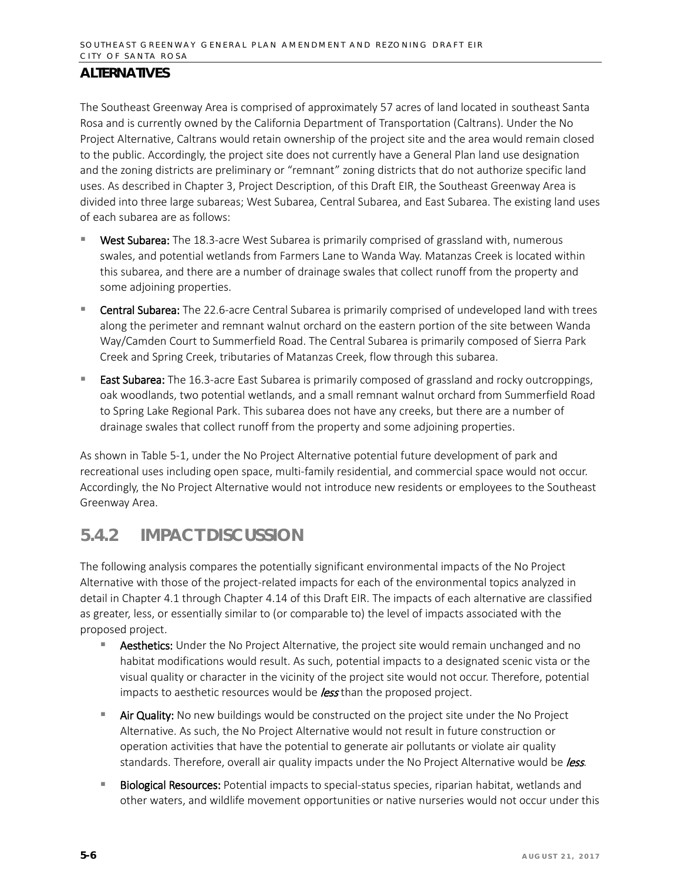**ALTERNATIVES**

The Southeast Greenway Area is comprised of approximately 57 acres of land located in southeast Santa Rosa and is currently owned by the California Department of Transportation (Caltrans). Under the No Project Alternative, Caltrans would retain ownership of the project site and the area would remain closed to the public. Accordingly, the project site does not currently have a General Plan land use designation and the zoning districts are preliminary or "remnant" zoning districts that do not authorize specific land uses. As described in Chapter 3, Project Description, of this Draft EIR, the Southeast Greenway Area is divided into three large subareas; West Subarea, Central Subarea, and East Subarea. The existing land uses of each subarea are as follows:

- **West Subarea:** The 18.3-acre West Subarea is primarily comprised of grassland with, numerous swales, and potential wetlands from Farmers Lane to Wanda Way. Matanzas Creek is located within this subarea, and there are a number of drainage swales that collect runoff from the property and some adjoining properties.
- **Central Subarea:** The 22.6-acre Central Subarea is primarily comprised of undeveloped land with trees along the perimeter and remnant walnut orchard on the eastern portion of the site between Wanda Way/Camden Court to Summerfield Road. The Central Subarea is primarily composed of Sierra Park Creek and Spring Creek, tributaries of Matanzas Creek, flow through this subarea.
- **East Subarea:** The 16.3-acre East Subarea is primarily composed of grassland and rocky outcroppings, oak woodlands, two potential wetlands, and a small remnant walnut orchard from Summerfield Road to Spring Lake Regional Park. This subarea does not have any creeks, but there are a number of drainage swales that collect runoff from the property and some adjoining properties.

As shown in Table 5-1, under the No Project Alternative potential future development of park and recreational uses including open space, multi-family residential, and commercial space would not occur. Accordingly, the No Project Alternative would not introduce new residents or employees to the Southeast Greenway Area.

## 5.4.2 IMPACT DISCUSSION

The following analysis compares the potentially significant environmental impacts of the No Project Alternative with those of the project-related impacts for each of the environmental topics analyzed in detail in Chapter 4.1 through Chapter 4.14 of this Draft EIR. The impacts of each alternative are classified as greater, less, or essentially similar to (or comparable to) the level of impacts associated with the proposed project.

- **Aesthetics:** Under the No Project Alternative, the project site would remain unchanged and no habitat modifications would result. As such, potential impacts to a designated scenic vista or the visual quality or character in the vicinity of the project site would not occur. Therefore, potential impacts to aesthetic resources would be *less* than the proposed project.
- **Air Quality:** No new buildings would be constructed on the project site under the No Project Alternative. As such, the No Project Alternative would not result in future construction or operation activities that have the potential to generate air pollutants or violate air quality standards. Therefore, overall air quality impacts under the No Project Alternative would be *less*.
- **Biological Resources:** Potential impacts to special-status species, riparian habitat, wetlands and other waters, and wildlife movement opportunities or native nurseries would not occur under this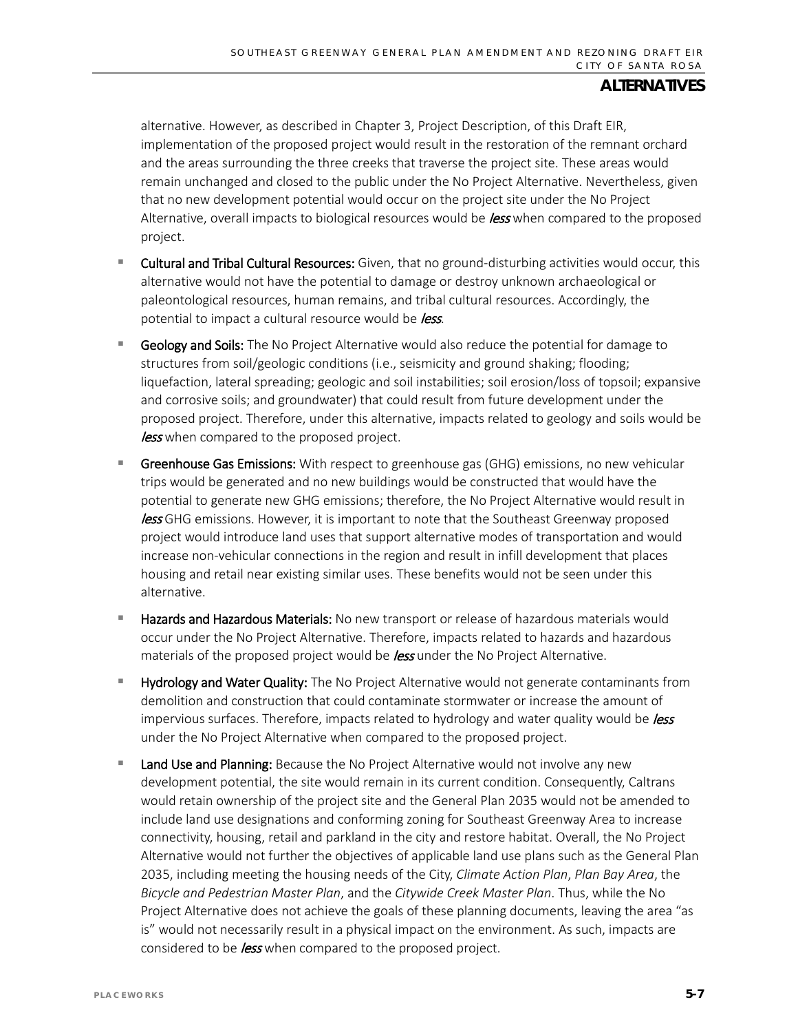alternative. However, as described in Chapter 3, Project Description, of this Draft EIR, implementation of the proposed project would result in the restoration of the remnant orchard and the areas surrounding the three creeks that traverse the project site. These areas would remain unchanged and closed to the public under the No Project Alternative. Nevertheless, given that no new development potential would occur on the project site under the No Project Alternative, overall impacts to biological resources would be *less* when compared to the proposed project.

- **Cultural and Tribal Cultural Resources:** Given, that no ground-disturbing activities would occur, this alternative would not have the potential to damage or destroy unknown archaeological or paleontological resources, human remains, and tribal cultural resources. Accordingly, the potential to impact a cultural resource would be *less*.
- **Geology and Soils:** The No Project Alternative would also reduce the potential for damage to structures from soil/geologic conditions (i.e., seismicity and ground shaking; flooding; liquefaction, lateral spreading; geologic and soil instabilities; soil erosion/loss of topsoil; expansive and corrosive soils; and groundwater) that could result from future development under the proposed project. Therefore, under this alternative, impacts related to geology and soils would be *less* when compared to the proposed project.
- **Greenhouse Gas Emissions:** With respect to greenhouse gas (GHG) emissions, no new vehicular trips would be generated and no new buildings would be constructed that would have the potential to generate new GHG emissions; therefore, the No Project Alternative would result in *less* GHG emissions. However, it is important to note that the Southeast Greenway proposed project would introduce land uses that support alternative modes of transportation and would increase non-vehicular connections in the region and result in infill development that places housing and retail near existing similar uses. These benefits would not be seen under this alternative.
- **Hazards and Hazardous Materials:** No new transport or release of hazardous materials would occur under the No Project Alternative. Therefore, impacts related to hazards and hazardous materials of the proposed project would be *less* under the No Project Alternative.
- **Hydrology and Water Quality:** The No Project Alternative would not generate contaminants from demolition and construction that could contaminate stormwater or increase the amount of impervious surfaces. Therefore, impacts related to hydrology and water quality would be *less* under the No Project Alternative when compared to the proposed project.
- **Land Use and Planning:** Because the No Project Alternative would not involve any new development potential, the site would remain in its current condition. Consequently, Caltrans would retain ownership of the project site and the General Plan 2035 would not be amended to include land use designations and conforming zoning for Southeast Greenway Area to increase connectivity, housing, retail and parkland in the city and restore habitat. Overall, the No Project Alternative would not further the objectives of applicable land use plans such as the General Plan 2035, including meeting the housing needs of the City, *Climate Action Plan*, *Plan Bay Area*, the *Bicycle and Pedestrian Master Plan*, and the *Citywide Creek Master Plan*. Thus, while the No Project Alternative does not achieve the goals of these planning documents, leaving the area "as is" would not necessarily result in a physical impact on the environment. As such, impacts are considered to be *less* when compared to the proposed project.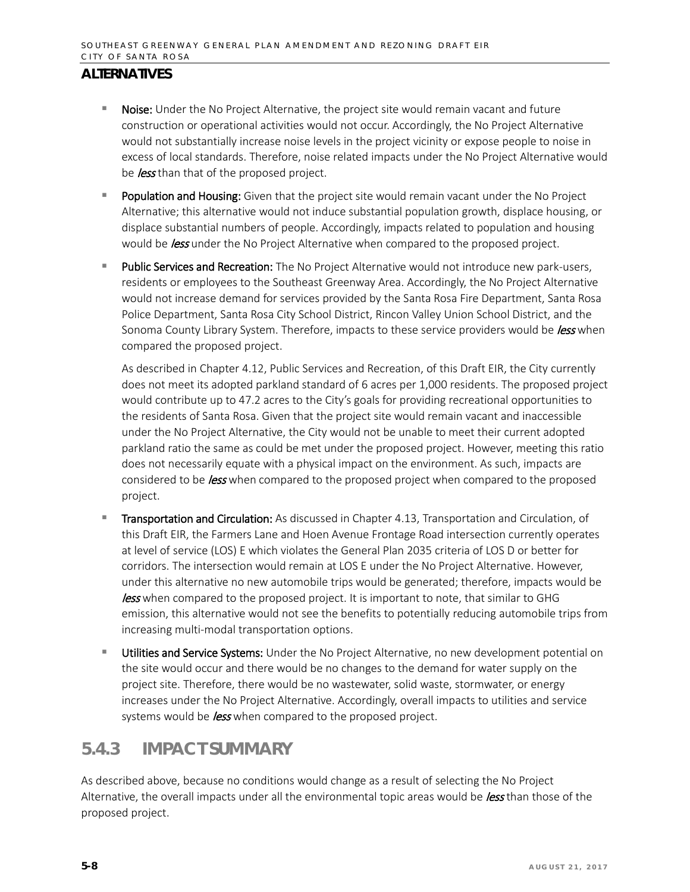## ALTERNATIVES

- **Noise:** Under the No Project Alternative, the project site would remain vacant and future construction or operational activities would not occur. Accordingly, the No Project Alternative would not substantially increase noise levels in the project vicinity or expose people to noise in excess of local standards. Therefore, noise related impacts under the No Project Alternative would be *less* than that of the proposed project.
- **Population and Housing:** Given that the project site would remain vacant under the No Project Alternative; this alternative would not induce substantial population growth, displace housing, or displace substantial numbers of people. Accordingly, impacts related to population and housing would be *less* under the No Project Alternative when compared to the proposed project.
- **Public Services and Recreation:** The No Project Alternative would not introduce new park-users, residents or employees to the Southeast Greenway Area. Accordingly, the No Project Alternative would not increase demand for services provided by the Santa Rosa Fire Department, Santa Rosa Police Department, Santa Rosa City School District, Rincon Valley Union School District, and the Sonoma County Library System. Therefore, impacts to these service providers would be *less* when compared the proposed project.

  As described in Chapter 4.12, Public Services and Recreation, of this Draft EIR, the City currently does not meet its adopted parkland standard of 6 acres per 1,000 residents. The proposed project would contribute up to 47.2 acres to the City's goals for providing recreational opportunities to the residents of Santa Rosa. Given that the project site would remain vacant and inaccessible under the No Project Alternative, the City would not be unable to meet their current adopted parkland ratio the same as could be met under the proposed project. However, meeting this ratio does not necessarily equate with a physical impact on the environment. As such, impacts are considered to be *less* when compared to the proposed project when compared to the proposed project.
- **Transportation and Circulation:** As discussed in Chapter 4.13, Transportation and Circulation, of this Draft EIR, the Farmers Lane and Hoen Avenue Frontage Road intersection currently operates at level of service (LOS) E which violates the General Plan 2035 criteria of LOS D or better for corridors. The intersection would remain at LOS E under the No Project Alternative. However, under this alternative no new automobile trips would be generated; therefore, impacts would be *less* when compared to the proposed project. It is important to note, that similar to GHG emission, this alternative would not see the benefits to potentially reducing automobile trips from increasing multi-modal transportation options.
- **Utilities and Service Systems:** Under the No Project Alternative, no new development potential on the site would occur and there would be no changes to the demand for water supply on the project site. Therefore, there would be no wastewater, solid waste, stormwater, or energy increases under the No Project Alternative. Accordingly, overall impacts to utilities and service systems would be *less* when compared to the proposed project.

### 5.4.3 IMPACT SUMMARY

As described above, because no conditions would change as a result of selecting the No Project Alternative, the overall impacts under all the environmental topic areas would be *less* than those of the proposed project.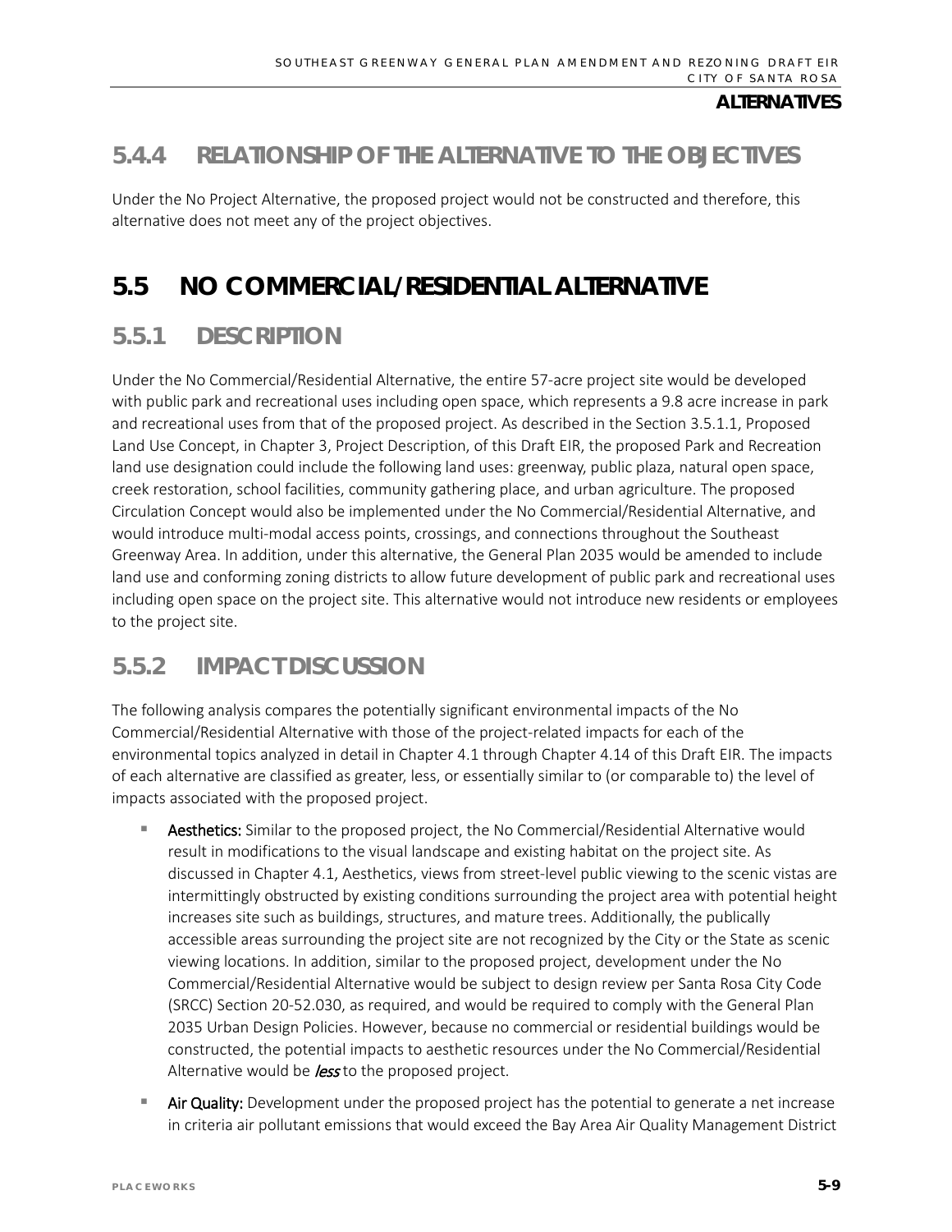### 5.4.4 RELATIONSHIP OF THE ALTERNATIVE TO THE OBJECTIVES

Under the No Project Alternative, the proposed project would not be constructed and therefore, this alternative does not meet any of the project objectives.

## 5.5 NO COMMERCIAL/RESIDENTIAL ALTERNATIVE

### 5.5.1 DESCRIPTION

Under the No Commercial/Residential Alternative, the entire 57-acre project site would be developed with public park and recreational uses including open space, which represents a 9.8 acre increase in park and recreational uses from that of the proposed project. As described in the Section 3.5.1.1, Proposed Land Use Concept, in Chapter 3, Project Description, of this Draft EIR, the proposed Park and Recreation land use designation could include the following land uses: greenway, public plaza, natural open space, creek restoration, school facilities, community gathering place, and urban agriculture. The proposed Circulation Concept would also be implemented under the No Commercial/Residential Alternative, and would introduce multi-modal access points, crossings, and connections throughout the Southeast Greenway Area. In addition, under this alternative, the General Plan 2035 would be amended to include land use and conforming zoning districts to allow future development of public park and recreational uses including open space on the project site. This alternative would not introduce new residents or employees to the project site.

### 5.5.2 IMPACT DISCUSSION

The following analysis compares the potentially significant environmental impacts of the No Commercial/Residential Alternative with those of the project-related impacts for each of the environmental topics analyzed in detail in Chapter 4.1 through Chapter 4.14 of this Draft EIR. The impacts of each alternative are classified as greater, less, or essentially similar to (or comparable to) the level of impacts associated with the proposed project.

- **Aesthetics:** Similar to the proposed project, the No Commercial/Residential Alternative would result in modifications to the visual landscape and existing habitat on the project site. As discussed in Chapter 4.1, Aesthetics, views from street-level public viewing to the scenic vistas are intermittingly obstructed by existing conditions surrounding the project area with potential height increases site such as buildings, structures, and mature trees. Additionally, the publically accessible areas surrounding the project site are not recognized by the City or the State as scenic viewing locations. In addition, similar to the proposed project, development under the No Commercial/Residential Alternative would be subject to design review per Santa Rosa City Code (SRCC) Section 20-52.030, as required, and would be required to comply with the General Plan 2035 Urban Design Policies. However, because no commercial or residential buildings would be constructed, the potential impacts to aesthetic resources under the No Commercial/Residential Alternative would be *less* to the proposed project.
- **Air Quality:** Development under the proposed project has the potential to generate a net increase in criteria air pollutant emissions that would exceed the Bay Area Air Quality Management District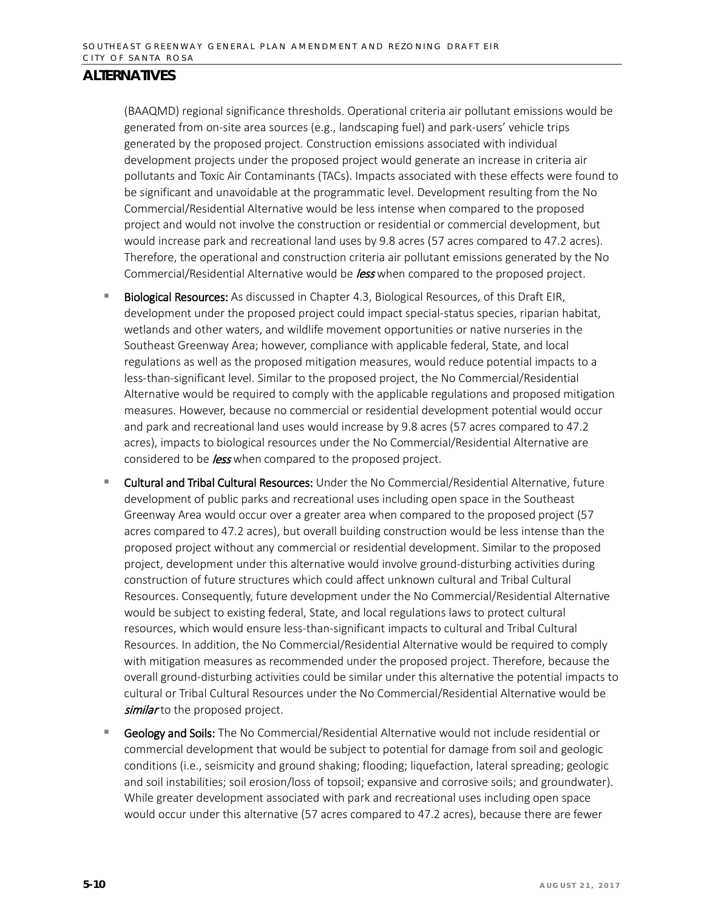## ALTERNATIVES

(BAAQMD) regional significance thresholds. Operational criteria air pollutant emissions would be generated from on-site area sources (e.g., landscaping fuel) and park-users' vehicle trips generated by the proposed project. Construction emissions associated with individual development projects under the proposed project would generate an increase in criteria air pollutants and Toxic Air Contaminants (TACs). Impacts associated with these effects were found to be significant and unavoidable at the programmatic level. Development resulting from the No Commercial/Residential Alternative would be less intense when compared to the proposed project and would not involve the construction or residential or commercial development, but would increase park and recreational land uses by 9.8 acres (57 acres compared to 47.2 acres). Therefore, the operational and construction criteria air pollutant emissions generated by the No Commercial/Residential Alternative would be *less* when compared to the proposed project.

- **Biological Resources:** As discussed in Chapter 4.3, Biological Resources, of this Draft EIR, development under the proposed project could impact special-status species, riparian habitat, wetlands and other waters, and wildlife movement opportunities or native nurseries in the Southeast Greenway Area; however, compliance with applicable federal, State, and local regulations as well as the proposed mitigation measures, would reduce potential impacts to a less-than-significant level. Similar to the proposed project, the No Commercial/Residential Alternative would be required to comply with the applicable regulations and proposed mitigation measures. However, because no commercial or residential development potential would occur and park and recreational land uses would increase by 9.8 acres (57 acres compared to 47.2 acres), impacts to biological resources under the No Commercial/Residential Alternative are considered to be *less* when compared to the proposed project.
- **Cultural and Tribal Cultural Resources:** Under the No Commercial/Residential Alternative, future development of public parks and recreational uses including open space in the Southeast Greenway Area would occur over a greater area when compared to the proposed project (57 acres compared to 47.2 acres), but overall building construction would be less intense than the proposed project without any commercial or residential development. Similar to the proposed project, development under this alternative would involve ground-disturbing activities during construction of future structures which could affect unknown cultural and Tribal Cultural Resources. Consequently, future development under the No Commercial/Residential Alternative would be subject to existing federal, State, and local regulations laws to protect cultural resources, which would ensure less-than-significant impacts to cultural and Tribal Cultural Resources. In addition, the No Commercial/Residential Alternative would be required to comply with mitigation measures as recommended under the proposed project. Therefore, because the overall ground-disturbing activities could be similar under this alternative the potential impacts to cultural or Tribal Cultural Resources under the No Commercial/Residential Alternative would be *similar* to the proposed project.
- **Geology and Soils:** The No Commercial/Residential Alternative would not include residential or commercial development that would be subject to potential for damage from soil and geologic conditions (i.e., seismicity and ground shaking; flooding; liquefaction, lateral spreading; geologic and soil instabilities; soil erosion/loss of topsoil; expansive and corrosive soils; and groundwater). While greater development associated with park and recreational uses including open space would occur under this alternative (57 acres compared to 47.2 acres), because there are fewer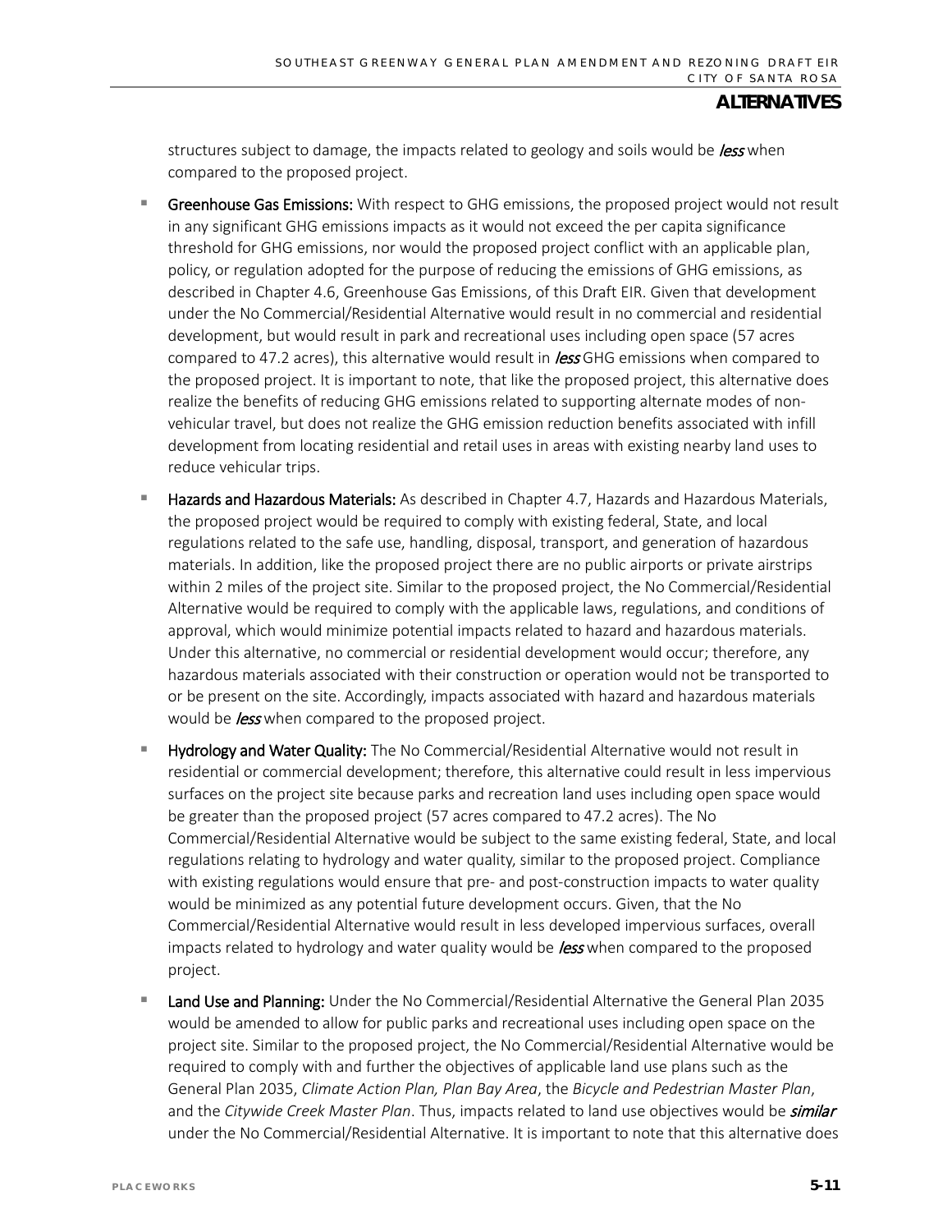structures subject to damage, the impacts related to geology and soils would be *less* when compared to the proposed project.

- **Greenhouse Gas Emissions:** With respect to GHG emissions, the proposed project would not result in any significant GHG emissions impacts as it would not exceed the per capita significance threshold for GHG emissions, nor would the proposed project conflict with an applicable plan, policy, or regulation adopted for the purpose of reducing the emissions of GHG emissions, as described in Chapter 4.6, Greenhouse Gas Emissions, of this Draft EIR. Given that development under the No Commercial/Residential Alternative would result in no commercial and residential development, but would result in park and recreational uses including open space (57 acres compared to 47.2 acres), this alternative would result in *less* GHG emissions when compared to the proposed project. It is important to note, that like the proposed project, this alternative does realize the benefits of reducing GHG emissions related to supporting alternate modes of non-vehicular travel, but does not realize the GHG emission reduction benefits associated with infill development from locating residential and retail uses in areas with existing nearby land uses to reduce vehicular trips.

- **Hazards and Hazardous Materials:** As described in Chapter 4.7, Hazards and Hazardous Materials, the proposed project would be required to comply with existing federal, State, and local regulations related to the safe use, handling, disposal, transport, and generation of hazardous materials. In addition, like the proposed project there are no public airports or private airstrips within 2 miles of the project site. Similar to the proposed project, the No Commercial/Residential Alternative would be required to comply with the applicable laws, regulations, and conditions of approval, which would minimize potential impacts related to hazard and hazardous materials. Under this alternative, no commercial or residential development would occur; therefore, any hazardous materials associated with their construction or operation would not be transported to or be present on the site. Accordingly, impacts associated with hazard and hazardous materials would be *less* when compared to the proposed project.

- **Hydrology and Water Quality:** The No Commercial/Residential Alternative would not result in residential or commercial development; therefore, this alternative could result in less impervious surfaces on the project site because parks and recreation land uses including open space would be greater than the proposed project (57 acres compared to 47.2 acres). The No Commercial/Residential Alternative would be subject to the same existing federal, State, and local regulations relating to hydrology and water quality, similar to the proposed project. Compliance with existing regulations would ensure that pre- and post-construction impacts to water quality would be minimized as any potential future development occurs. Given, that the No Commercial/Residential Alternative would result in less developed impervious surfaces, overall impacts related to hydrology and water quality would be *less* when compared to the proposed project.

- **Land Use and Planning:** Under the No Commercial/Residential Alternative the General Plan 2035 would be amended to allow for public parks and recreational uses including open space on the project site. Similar to the proposed project, the No Commercial/Residential Alternative would be required to comply with and further the objectives of applicable land use plans such as the General Plan 2035, *Climate Action Plan, Plan Bay Area*, the *Bicycle and Pedestrian Master Plan*, and the *Citywide Creek Master Plan*. Thus, impacts related to land use objectives would be *similar* under the No Commercial/Residential Alternative. It is important to note that this alternative does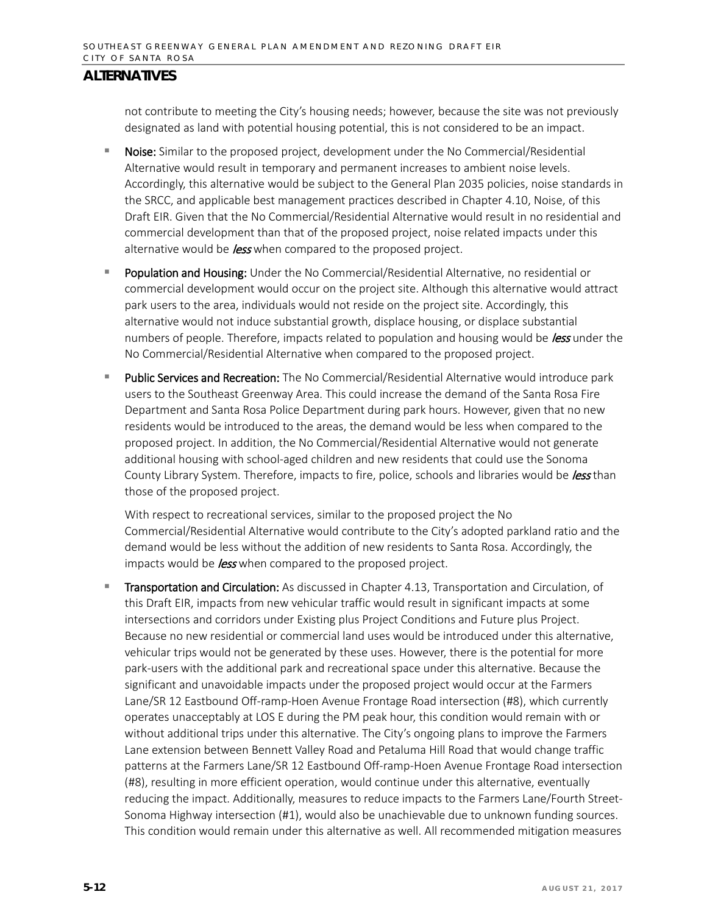not contribute to meeting the City's housing needs; however, because the site was not previously designated as land with potential housing potential, this is not considered to be an impact.

- **Noise:** Similar to the proposed project, development under the No Commercial/Residential Alternative would result in temporary and permanent increases to ambient noise levels. Accordingly, this alternative would be subject to the General Plan 2035 policies, noise standards in the SRCC, and applicable best management practices described in Chapter 4.10, Noise, of this Draft EIR. Given that the No Commercial/Residential Alternative would result in no residential and commercial development than that of the proposed project, noise related impacts under this alternative would be *less* when compared to the proposed project.

- **Population and Housing:** Under the No Commercial/Residential Alternative, no residential or commercial development would occur on the project site. Although this alternative would attract park users to the area, individuals would not reside on the project site. Accordingly, this alternative would not induce substantial growth, displace housing, or displace substantial numbers of people. Therefore, impacts related to population and housing would be *less* under the No Commercial/Residential Alternative when compared to the proposed project.

- **Public Services and Recreation:** The No Commercial/Residential Alternative would introduce park users to the Southeast Greenway Area. This could increase the demand of the Santa Rosa Fire Department and Santa Rosa Police Department during park hours. However, given that no new residents would be introduced to the areas, the demand would be less when compared to the proposed project. In addition, the No Commercial/Residential Alternative would not generate additional housing with school-aged children and new residents that could use the Sonoma County Library System. Therefore, impacts to fire, police, schools and libraries would be *less* than those of the proposed project.

  With respect to recreational services, similar to the proposed project the No Commercial/Residential Alternative would contribute to the City's adopted parkland ratio and the demand would be less without the addition of new residents to Santa Rosa. Accordingly, the impacts would be *less* when compared to the proposed project.

- **Transportation and Circulation:** As discussed in Chapter 4.13, Transportation and Circulation, of this Draft EIR, impacts from new vehicular traffic would result in significant impacts at some intersections and corridors under Existing plus Project Conditions and Future plus Project. Because no new residential or commercial land uses would be introduced under this alternative, vehicular trips would not be generated by these uses. However, there is the potential for more park-users with the additional park and recreational space under this alternative. Because the significant and unavoidable impacts under the proposed project would occur at the Farmers Lane/SR 12 Eastbound Off-ramp-Hoen Avenue Frontage Road intersection (#8), which currently operates unacceptably at LOS E during the PM peak hour, this condition would remain with or without additional trips under this alternative. The City's ongoing plans to improve the Farmers Lane extension between Bennett Valley Road and Petaluma Hill Road that would change traffic patterns at the Farmers Lane/SR 12 Eastbound Off-ramp-Hoen Avenue Frontage Road intersection (#8), resulting in more efficient operation, would continue under this alternative, eventually reducing the impact. Additionally, measures to reduce impacts to the Farmers Lane/Fourth Street-Sonoma Highway intersection (#1), would also be unachievable due to unknown funding sources. This condition would remain under this alternative as well. All recommended mitigation measures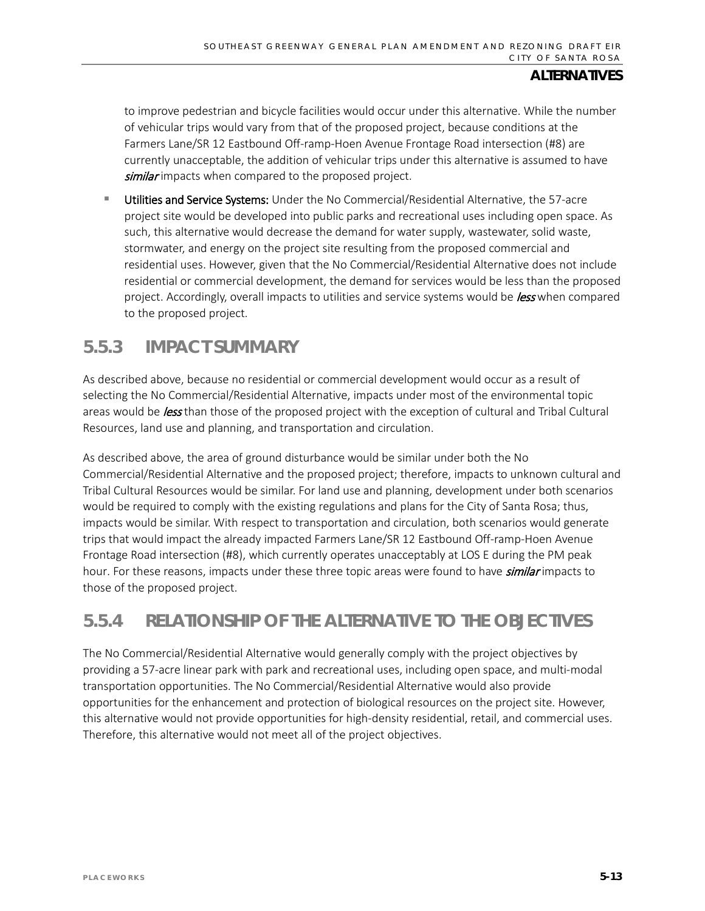to improve pedestrian and bicycle facilities would occur under this alternative. While the number of vehicular trips would vary from that of the proposed project, because conditions at the Farmers Lane/SR 12 Eastbound Off-ramp-Hoen Avenue Frontage Road intersection (#8) are currently unacceptable, the addition of vehicular trips under this alternative is assumed to have ***similar*** impacts when compared to the proposed project.

- **Utilities and Service Systems:** Under the No Commercial/Residential Alternative, the 57-acre project site would be developed into public parks and recreational uses including open space. As such, this alternative would decrease the demand for water supply, wastewater, solid waste, stormwater, and energy on the project site resulting from the proposed commercial and residential uses. However, given that the No Commercial/Residential Alternative does not include residential or commercial development, the demand for services would be less than the proposed project. Accordingly, overall impacts to utilities and service systems would be ***less*** when compared to the proposed project.

## 5.5.3 IMPACT SUMMARY

As described above, because no residential or commercial development would occur as a result of selecting the No Commercial/Residential Alternative, impacts under most of the environmental topic areas would be ***less*** than those of the proposed project with the exception of cultural and Tribal Cultural Resources, land use and planning, and transportation and circulation.

As described above, the area of ground disturbance would be similar under both the No Commercial/Residential Alternative and the proposed project; therefore, impacts to unknown cultural and Tribal Cultural Resources would be similar. For land use and planning, development under both scenarios would be required to comply with the existing regulations and plans for the City of Santa Rosa; thus, impacts would be similar. With respect to transportation and circulation, both scenarios would generate trips that would impact the already impacted Farmers Lane/SR 12 Eastbound Off-ramp-Hoen Avenue Frontage Road intersection (#8), which currently operates unacceptably at LOS E during the PM peak hour. For these reasons, impacts under these three topic areas were found to have ***similar*** impacts to those of the proposed project.

## 5.5.4 RELATIONSHIP OF THE ALTERNATIVE TO THE OBJECTIVES

The No Commercial/Residential Alternative would generally comply with the project objectives by providing a 57-acre linear park with park and recreational uses, including open space, and multi-modal transportation opportunities. The No Commercial/Residential Alternative would also provide opportunities for the enhancement and protection of biological resources on the project site. However, this alternative would not provide opportunities for high-density residential, retail, and commercial uses. Therefore, this alternative would not meet all of the project objectives.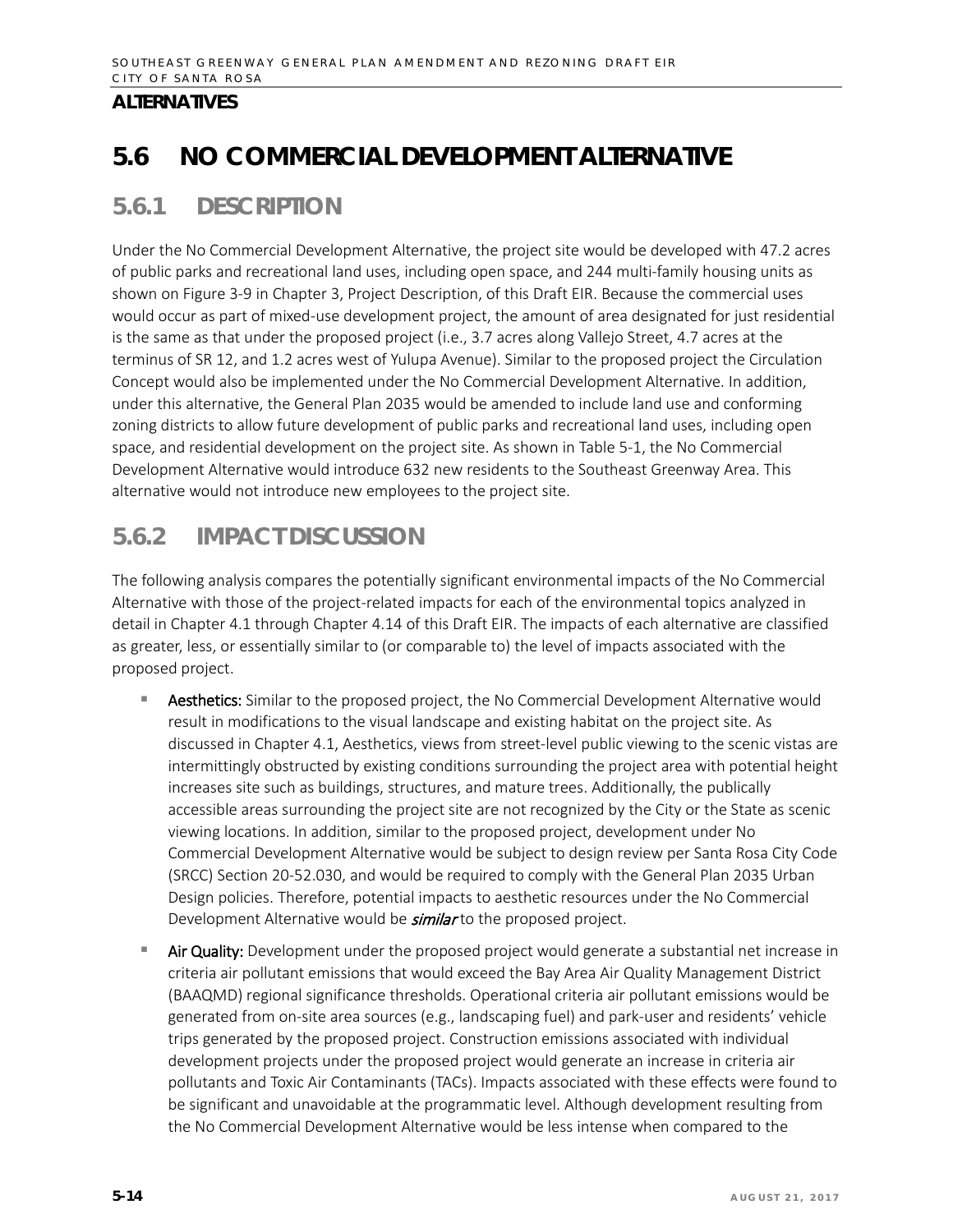## ALTERNATIVES

# 5.6 NO COMMERCIAL DEVELOPMENT ALTERNATIVE

## 5.6.1 DESCRIPTION

Under the No Commercial Development Alternative, the project site would be developed with 47.2 acres of public parks and recreational land uses, including open space, and 244 multi-family housing units as shown on Figure 3-9 in Chapter 3, Project Description, of this Draft EIR. Because the commercial uses would occur as part of mixed-use development project, the amount of area designated for just residential is the same as that under the proposed project (i.e., 3.7 acres along Vallejo Street, 4.7 acres at the terminus of SR 12, and 1.2 acres west of Yulupa Avenue). Similar to the proposed project the Circulation Concept would also be implemented under the No Commercial Development Alternative. In addition, under this alternative, the General Plan 2035 would be amended to include land use and conforming zoning districts to allow future development of public parks and recreational land uses, including open space, and residential development on the project site. As shown in Table 5-1, the No Commercial Development Alternative would introduce 632 new residents to the Southeast Greenway Area. This alternative would not introduce new employees to the project site.

## 5.6.2 IMPACT DISCUSSION

The following analysis compares the potentially significant environmental impacts of the No Commercial Alternative with those of the project-related impacts for each of the environmental topics analyzed in detail in Chapter 4.1 through Chapter 4.14 of this Draft EIR. The impacts of each alternative are classified as greater, less, or essentially similar to (or comparable to) the level of impacts associated with the proposed project.

- **Aesthetics:** Similar to the proposed project, the No Commercial Development Alternative would result in modifications to the visual landscape and existing habitat on the project site. As discussed in Chapter 4.1, Aesthetics, views from street-level public viewing to the scenic vistas are intermittingly obstructed by existing conditions surrounding the project area with potential height increases site such as buildings, structures, and mature trees. Additionally, the publically accessible areas surrounding the project site are not recognized by the City or the State as scenic viewing locations. In addition, similar to the proposed project, development under No Commercial Development Alternative would be subject to design review per Santa Rosa City Code (SRCC) Section 20-52.030, and would be required to comply with the General Plan 2035 Urban Design policies. Therefore, potential impacts to aesthetic resources under the No Commercial Development Alternative would be ***similar*** to the proposed project.
- **Air Quality:** Development under the proposed project would generate a substantial net increase in criteria air pollutant emissions that would exceed the Bay Area Air Quality Management District (BAAQMD) regional significance thresholds. Operational criteria air pollutant emissions would be generated from on-site area sources (e.g., landscaping fuel) and park-user and residents' vehicle trips generated by the proposed project. Construction emissions associated with individual development projects under the proposed project would generate an increase in criteria air pollutants and Toxic Air Contaminants (TACs). Impacts associated with these effects were found to be significant and unavoidable at the programmatic level. Although development resulting from the No Commercial Development Alternative would be less intense when compared to the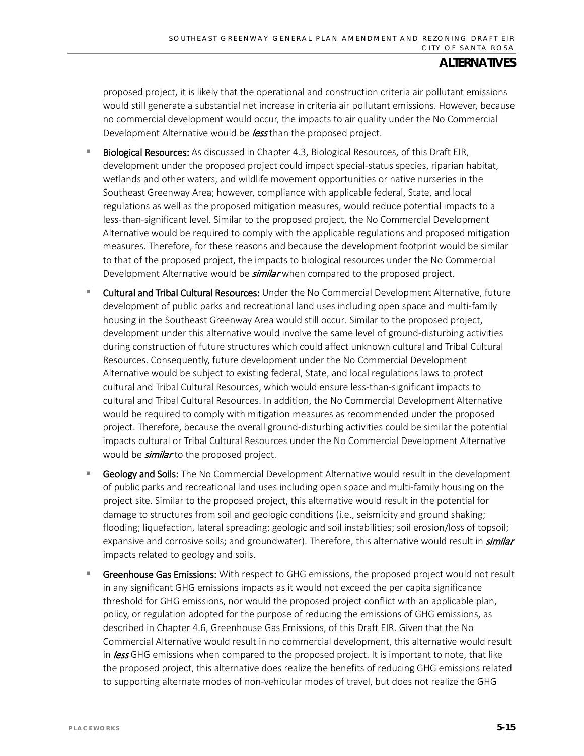proposed project, it is likely that the operational and construction criteria air pollutant emissions would still generate a substantial net increase in criteria air pollutant emissions. However, because no commercial development would occur, the impacts to air quality under the No Commercial Development Alternative would be ***less*** than the proposed project.

- **Biological Resources:** As discussed in Chapter 4.3, Biological Resources, of this Draft EIR, development under the proposed project could impact special-status species, riparian habitat, wetlands and other waters, and wildlife movement opportunities or native nurseries in the Southeast Greenway Area; however, compliance with applicable federal, State, and local regulations as well as the proposed mitigation measures, would reduce potential impacts to a less-than-significant level. Similar to the proposed project, the No Commercial Development Alternative would be required to comply with the applicable regulations and proposed mitigation measures. Therefore, for these reasons and because the development footprint would be similar to that of the proposed project, the impacts to biological resources under the No Commercial Development Alternative would be ***similar*** when compared to the proposed project.
- **Cultural and Tribal Cultural Resources:** Under the No Commercial Development Alternative, future development of public parks and recreational land uses including open space and multi-family housing in the Southeast Greenway Area would still occur. Similar to the proposed project, development under this alternative would involve the same level of ground-disturbing activities during construction of future structures which could affect unknown cultural and Tribal Cultural Resources. Consequently, future development under the No Commercial Development Alternative would be subject to existing federal, State, and local regulations laws to protect cultural and Tribal Cultural Resources, which would ensure less-than-significant impacts to cultural and Tribal Cultural Resources. In addition, the No Commercial Development Alternative would be required to comply with mitigation measures as recommended under the proposed project. Therefore, because the overall ground-disturbing activities could be similar the potential impacts cultural or Tribal Cultural Resources under the No Commercial Development Alternative would be ***similar*** to the proposed project.
- **Geology and Soils:** The No Commercial Development Alternative would result in the development of public parks and recreational land uses including open space and multi-family housing on the project site. Similar to the proposed project, this alternative would result in the potential for damage to structures from soil and geologic conditions (i.e., seismicity and ground shaking; flooding; liquefaction, lateral spreading; geologic and soil instabilities; soil erosion/loss of topsoil; expansive and corrosive soils; and groundwater). Therefore, this alternative would result in ***similar*** impacts related to geology and soils.
- **Greenhouse Gas Emissions:** With respect to GHG emissions, the proposed project would not result in any significant GHG emissions impacts as it would not exceed the per capita significance threshold for GHG emissions, nor would the proposed project conflict with an applicable plan, policy, or regulation adopted for the purpose of reducing the emissions of GHG emissions, as described in Chapter 4.6, Greenhouse Gas Emissions, of this Draft EIR. Given that the No Commercial Alternative would result in no commercial development, this alternative would result in ***less*** GHG emissions when compared to the proposed project. It is important to note, that like the proposed project, this alternative does realize the benefits of reducing GHG emissions related to supporting alternate modes of non-vehicular modes of travel, but does not realize the GHG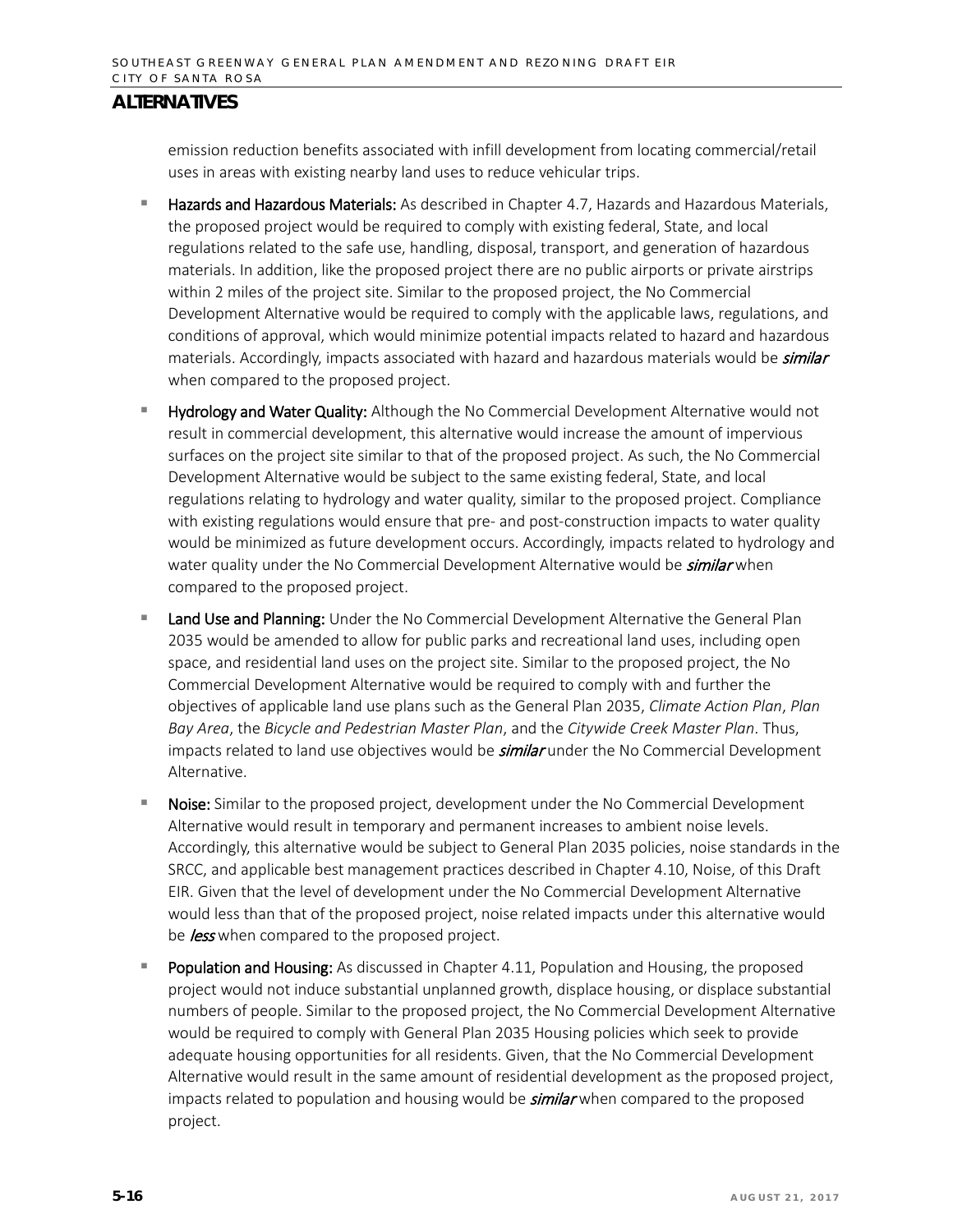emission reduction benefits associated with infill development from locating commercial/retail uses in areas with existing nearby land uses to reduce vehicular trips.

- **Hazards and Hazardous Materials:** As described in Chapter 4.7, Hazards and Hazardous Materials, the proposed project would be required to comply with existing federal, State, and local regulations related to the safe use, handling, disposal, transport, and generation of hazardous materials. In addition, like the proposed project there are no public airports or private airstrips within 2 miles of the project site. Similar to the proposed project, the No Commercial Development Alternative would be required to comply with the applicable laws, regulations, and conditions of approval, which would minimize potential impacts related to hazard and hazardous materials. Accordingly, impacts associated with hazard and hazardous materials would be ***similar*** when compared to the proposed project.

- **Hydrology and Water Quality:** Although the No Commercial Development Alternative would not result in commercial development, this alternative would increase the amount of impervious surfaces on the project site similar to that of the proposed project. As such, the No Commercial Development Alternative would be subject to the same existing federal, State, and local regulations relating to hydrology and water quality, similar to the proposed project. Compliance with existing regulations would ensure that pre- and post-construction impacts to water quality would be minimized as future development occurs. Accordingly, impacts related to hydrology and water quality under the No Commercial Development Alternative would be ***similar*** when compared to the proposed project.

- **Land Use and Planning:** Under the No Commercial Development Alternative the General Plan 2035 would be amended to allow for public parks and recreational land uses, including open space, and residential land uses on the project site. Similar to the proposed project, the No Commercial Development Alternative would be required to comply with and further the objectives of applicable land use plans such as the General Plan 2035, *Climate Action Plan*, *Plan Bay Area*, the *Bicycle and Pedestrian Master Plan*, and the *Citywide Creek Master Plan*. Thus, impacts related to land use objectives would be ***similar*** under the No Commercial Development Alternative.

- **Noise:** Similar to the proposed project, development under the No Commercial Development Alternative would result in temporary and permanent increases to ambient noise levels. Accordingly, this alternative would be subject to General Plan 2035 policies, noise standards in the SRCC, and applicable best management practices described in Chapter 4.10, Noise, of this Draft EIR. Given that the level of development under the No Commercial Development Alternative would less than that of the proposed project, noise related impacts under this alternative would be ***less*** when compared to the proposed project.

- **Population and Housing:** As discussed in Chapter 4.11, Population and Housing, the proposed project would not induce substantial unplanned growth, displace housing, or displace substantial numbers of people. Similar to the proposed project, the No Commercial Development Alternative would be required to comply with General Plan 2035 Housing policies which seek to provide adequate housing opportunities for all residents. Given, that the No Commercial Development Alternative would result in the same amount of residential development as the proposed project, impacts related to population and housing would be ***similar*** when compared to the proposed project.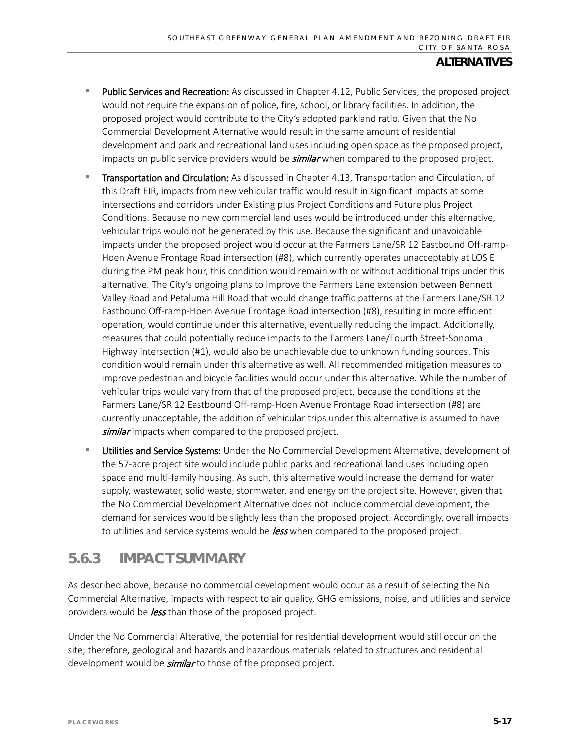- **Public Services and Recreation:** As discussed in Chapter 4.12, Public Services, the proposed project would not require the expansion of police, fire, school, or library facilities. In addition, the proposed project would contribute to the City's adopted parkland ratio. Given that the No Commercial Development Alternative would result in the same amount of residential development and park and recreational land uses including open space as the proposed project, impacts on public service providers would be ***similar*** when compared to the proposed project.
- **Transportation and Circulation:** As discussed in Chapter 4.13, Transportation and Circulation, of this Draft EIR, impacts from new vehicular traffic would result in significant impacts at some intersections and corridors under Existing plus Project Conditions and Future plus Project Conditions. Because no new commercial land uses would be introduced under this alternative, vehicular trips would not be generated by this use. Because the significant and unavoidable impacts under the proposed project would occur at the Farmers Lane/SR 12 Eastbound Off-ramp-Hoen Avenue Frontage Road intersection (#8), which currently operates unacceptably at LOS E during the PM peak hour, this condition would remain with or without additional trips under this alternative. The City's ongoing plans to improve the Farmers Lane extension between Bennett Valley Road and Petaluma Hill Road that would change traffic patterns at the Farmers Lane/SR 12 Eastbound Off-ramp-Hoen Avenue Frontage Road intersection (#8), resulting in more efficient operation, would continue under this alternative, eventually reducing the impact. Additionally, measures that could potentially reduce impacts to the Farmers Lane/Fourth Street-Sonoma Highway intersection (#1), would also be unachievable due to unknown funding sources. This condition would remain under this alternative as well. All recommended mitigation measures to improve pedestrian and bicycle facilities would occur under this alternative. While the number of vehicular trips would vary from that of the proposed project, because the conditions at the Farmers Lane/SR 12 Eastbound Off-ramp-Hoen Avenue Frontage Road intersection (#8) are currently unacceptable, the addition of vehicular trips under this alternative is assumed to have ***similar*** impacts when compared to the proposed project.
- **Utilities and Service Systems:** Under the No Commercial Development Alternative, development of the 57-acre project site would include public parks and recreational land uses including open space and multi-family housing. As such, this alternative would increase the demand for water supply, wastewater, solid waste, stormwater, and energy on the project site. However, given that the No Commercial Development Alternative does not include commercial development, the demand for services would be slightly less than the proposed project. Accordingly, overall impacts to utilities and service systems would be ***less*** when compared to the proposed project.

## 5.6.3 IMPACT SUMMARY

As described above, because no commercial development would occur as a result of selecting the No Commercial Alternative, impacts with respect to air quality, GHG emissions, noise, and utilities and service providers would be ***less*** than those of the proposed project.

Under the No Commercial Alterative, the potential for residential development would still occur on the site; therefore, geological and hazards and hazardous materials related to structures and residential development would be ***similar*** to those of the proposed project.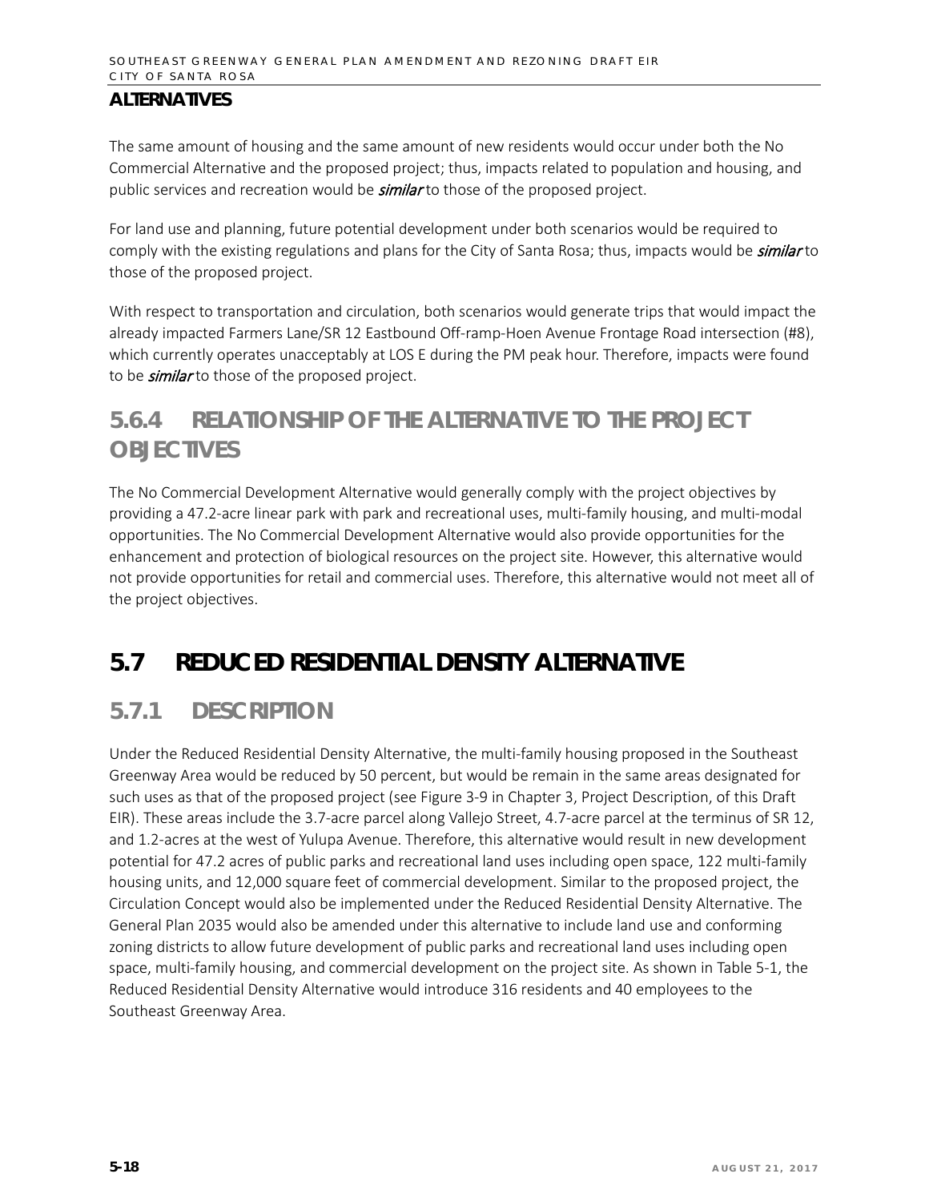## ALTERNATIVES

The same amount of housing and the same amount of new residents would occur under both the No Commercial Alternative and the proposed project; thus, impacts related to population and housing, and public services and recreation would be ***similar*** to those of the proposed project.

For land use and planning, future potential development under both scenarios would be required to comply with the existing regulations and plans for the City of Santa Rosa; thus, impacts would be ***similar*** to those of the proposed project.

With respect to transportation and circulation, both scenarios would generate trips that would impact the already impacted Farmers Lane/SR 12 Eastbound Off-ramp-Hoen Avenue Frontage Road intersection (#8), which currently operates unacceptably at LOS E during the PM peak hour. Therefore, impacts were found to be ***similar*** to those of the proposed project.

## 5.6.4 RELATIONSHIP OF THE ALTERNATIVE TO THE PROJECT OBJECTIVES

The No Commercial Development Alternative would generally comply with the project objectives by providing a 47.2-acre linear park with park and recreational uses, multi-family housing, and multi-modal opportunities. The No Commercial Development Alternative would also provide opportunities for the enhancement and protection of biological resources on the project site. However, this alternative would not provide opportunities for retail and commercial uses. Therefore, this alternative would not meet all of the project objectives.

# 5.7 REDUCED RESIDENTIAL DENSITY ALTERNATIVE

## 5.7.1 DESCRIPTION

Under the Reduced Residential Density Alternative, the multi-family housing proposed in the Southeast Greenway Area would be reduced by 50 percent, but would be remain in the same areas designated for such uses as that of the proposed project (see Figure 3-9 in Chapter 3, Project Description, of this Draft EIR). These areas include the 3.7-acre parcel along Vallejo Street, 4.7-acre parcel at the terminus of SR 12, and 1.2-acres at the west of Yulupa Avenue. Therefore, this alternative would result in new development potential for 47.2 acres of public parks and recreational land uses including open space, 122 multi-family housing units, and 12,000 square feet of commercial development. Similar to the proposed project, the Circulation Concept would also be implemented under the Reduced Residential Density Alternative. The General Plan 2035 would also be amended under this alternative to include land use and conforming zoning districts to allow future development of public parks and recreational land uses including open space, multi-family housing, and commercial development on the project site. As shown in Table 5-1, the Reduced Residential Density Alternative would introduce 316 residents and 40 employees to the Southeast Greenway Area.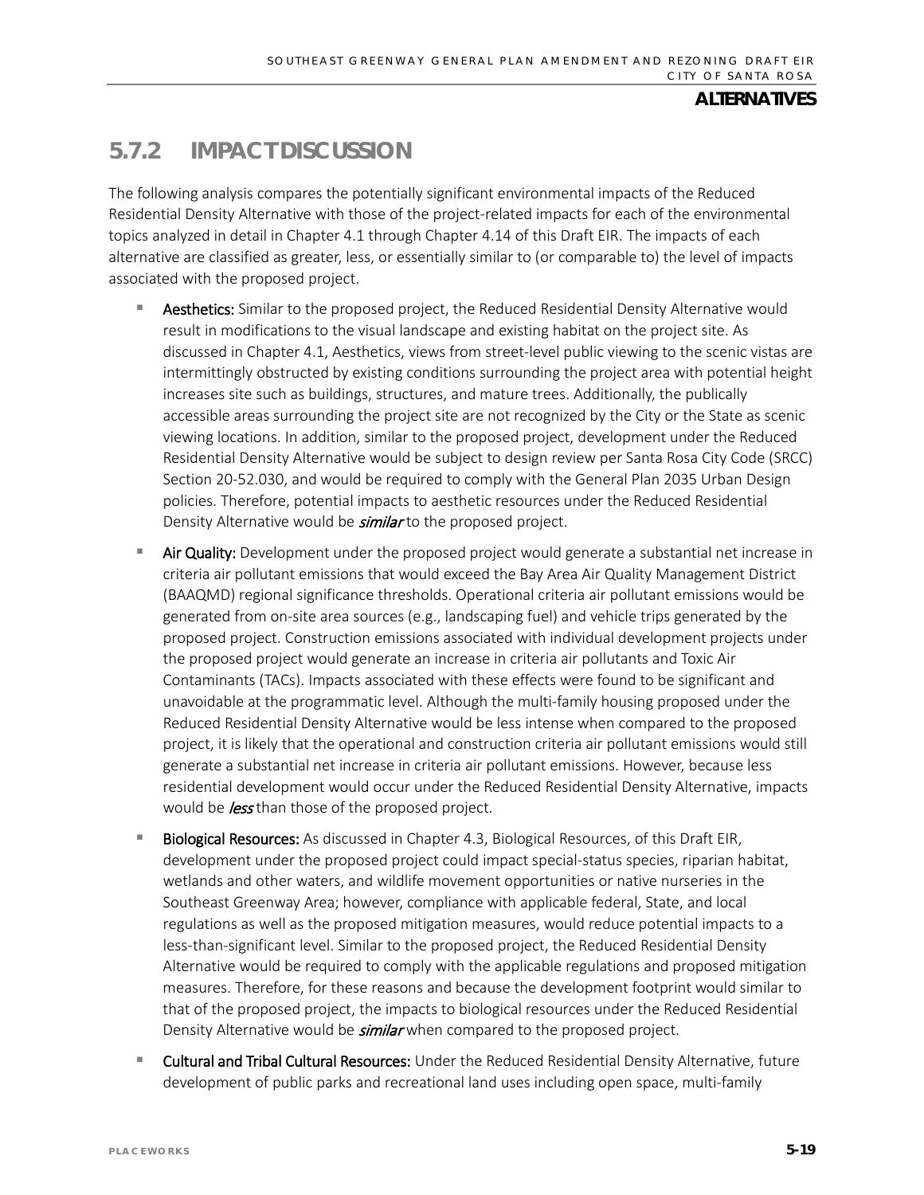## 5.7.2 IMPACT DISCUSSION

The following analysis compares the potentially significant environmental impacts of the Reduced Residential Density Alternative with those of the project-related impacts for each of the environmental topics analyzed in detail in Chapter 4.1 through Chapter 4.14 of this Draft EIR. The impacts of each alternative are classified as greater, less, or essentially similar to (or comparable to) the level of impacts associated with the proposed project.

- **Aesthetics:** Similar to the proposed project, the Reduced Residential Density Alternative would result in modifications to the visual landscape and existing habitat on the project site. As discussed in Chapter 4.1, Aesthetics, views from street-level public viewing to the scenic vistas are intermittingly obstructed by existing conditions surrounding the project area with potential height increases site such as buildings, structures, and mature trees. Additionally, the publically accessible areas surrounding the project site are not recognized by the City or the State as scenic viewing locations. In addition, similar to the proposed project, development under the Reduced Residential Density Alternative would be subject to design review per Santa Rosa City Code (SRCC) Section 20-52.030, and would be required to comply with the General Plan 2035 Urban Design policies. Therefore, potential impacts to aesthetic resources under the Reduced Residential Density Alternative would be ***similar*** to the proposed project.
- **Air Quality:** Development under the proposed project would generate a substantial net increase in criteria air pollutant emissions that would exceed the Bay Area Air Quality Management District (BAAQMD) regional significance thresholds. Operational criteria air pollutant emissions would be generated from on-site area sources (e.g., landscaping fuel) and vehicle trips generated by the proposed project. Construction emissions associated with individual development projects under the proposed project would generate an increase in criteria air pollutants and Toxic Air Contaminants (TACs). Impacts associated with these effects were found to be significant and unavoidable at the programmatic level. Although the multi-family housing proposed under the Reduced Residential Density Alternative would be less intense when compared to the proposed project, it is likely that the operational and construction criteria air pollutant emissions would still generate a substantial net increase in criteria air pollutant emissions. However, because less residential development would occur under the Reduced Residential Density Alternative, impacts would be ***less*** than those of the proposed project.
- **Biological Resources:** As discussed in Chapter 4.3, Biological Resources, of this Draft EIR, development under the proposed project could impact special-status species, riparian habitat, wetlands and other waters, and wildlife movement opportunities or native nurseries in the Southeast Greenway Area; however, compliance with applicable federal, State, and local regulations as well as the proposed mitigation measures, would reduce potential impacts to a less-than-significant level. Similar to the proposed project, the Reduced Residential Density Alternative would be required to comply with the applicable regulations and proposed mitigation measures. Therefore, for these reasons and because the development footprint would similar to that of the proposed project, the impacts to biological resources under the Reduced Residential Density Alternative would be ***similar*** when compared to the proposed project.
- **Cultural and Tribal Cultural Resources:** Under the Reduced Residential Density Alternative, future development of public parks and recreational land uses including open space, multi-family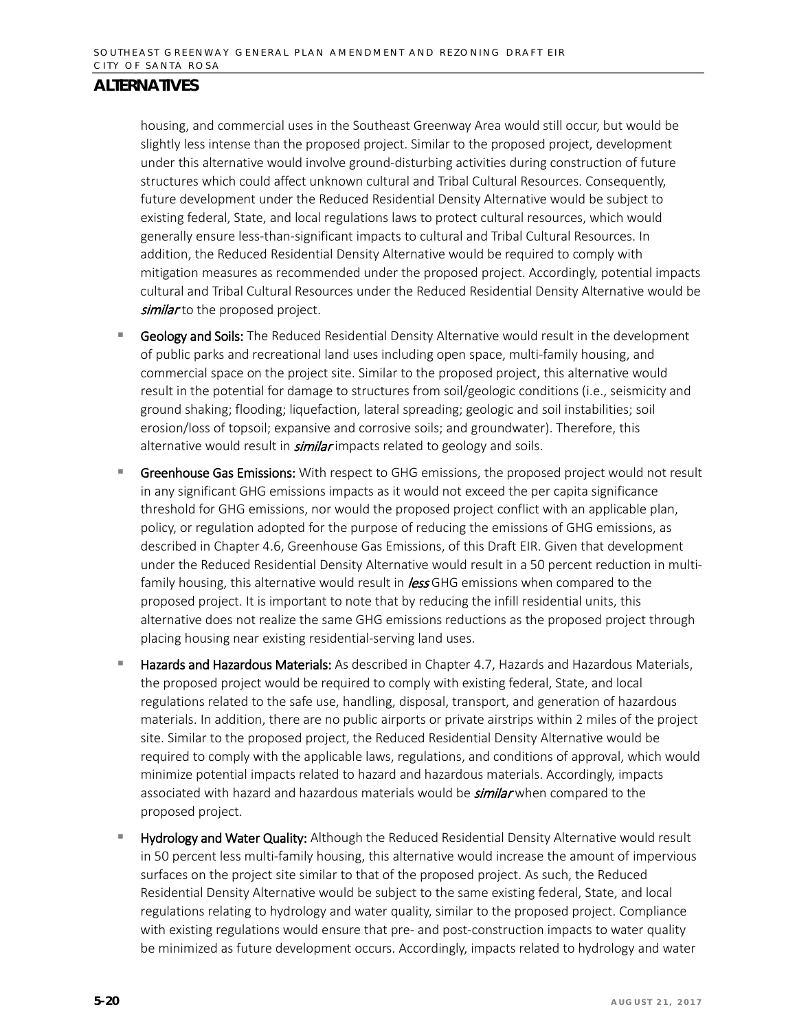housing, and commercial uses in the Southeast Greenway Area would still occur, but would be slightly less intense than the proposed project. Similar to the proposed project, development under this alternative would involve ground-disturbing activities during construction of future structures which could affect unknown cultural and Tribal Cultural Resources. Consequently, future development under the Reduced Residential Density Alternative would be subject to existing federal, State, and local regulations laws to protect cultural resources, which would generally ensure less-than-significant impacts to cultural and Tribal Cultural Resources. In addition, the Reduced Residential Density Alternative would be required to comply with mitigation measures as recommended under the proposed project. Accordingly, potential impacts cultural and Tribal Cultural Resources under the Reduced Residential Density Alternative would be ***similar*** to the proposed project.

- **Geology and Soils:** The Reduced Residential Density Alternative would result in the development of public parks and recreational land uses including open space, multi-family housing, and commercial space on the project site. Similar to the proposed project, this alternative would result in the potential for damage to structures from soil/geologic conditions (i.e., seismicity and ground shaking; flooding; liquefaction, lateral spreading; geologic and soil instabilities; soil erosion/loss of topsoil; expansive and corrosive soils; and groundwater). Therefore, this alternative would result in ***similar*** impacts related to geology and soils.
- **Greenhouse Gas Emissions:** With respect to GHG emissions, the proposed project would not result in any significant GHG emissions impacts as it would not exceed the per capita significance threshold for GHG emissions, nor would the proposed project conflict with an applicable plan, policy, or regulation adopted for the purpose of reducing the emissions of GHG emissions, as described in Chapter 4.6, Greenhouse Gas Emissions, of this Draft EIR. Given that development under the Reduced Residential Density Alternative would result in a 50 percent reduction in multi-family housing, this alternative would result in ***less*** GHG emissions when compared to the proposed project. It is important to note that by reducing the infill residential units, this alternative does not realize the same GHG emissions reductions as the proposed project through placing housing near existing residential-serving land uses.
- **Hazards and Hazardous Materials:** As described in Chapter 4.7, Hazards and Hazardous Materials, the proposed project would be required to comply with existing federal, State, and local regulations related to the safe use, handling, disposal, transport, and generation of hazardous materials. In addition, there are no public airports or private airstrips within 2 miles of the project site. Similar to the proposed project, the Reduced Residential Density Alternative would be required to comply with the applicable laws, regulations, and conditions of approval, which would minimize potential impacts related to hazard and hazardous materials. Accordingly, impacts associated with hazard and hazardous materials would be ***similar*** when compared to the proposed project.
- **Hydrology and Water Quality:** Although the Reduced Residential Density Alternative would result in 50 percent less multi-family housing, this alternative would increase the amount of impervious surfaces on the project site similar to that of the proposed project. As such, the Reduced Residential Density Alternative would be subject to the same existing federal, State, and local regulations relating to hydrology and water quality, similar to the proposed project. Compliance with existing regulations would ensure that pre- and post-construction impacts to water quality be minimized as future development occurs. Accordingly, impacts related to hydrology and water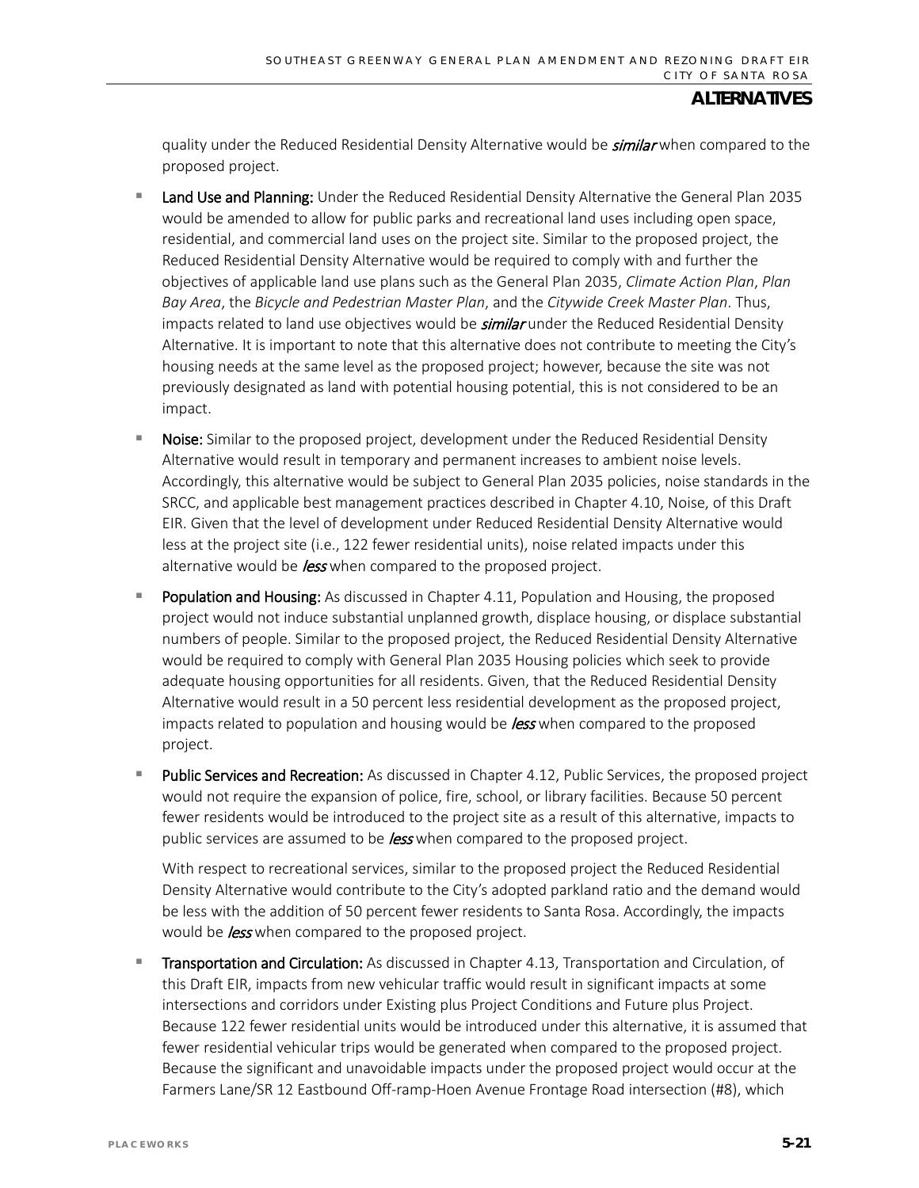quality under the Reduced Residential Density Alternative would be ***similar*** when compared to the proposed project.

- **Land Use and Planning:** Under the Reduced Residential Density Alternative the General Plan 2035 would be amended to allow for public parks and recreational land uses including open space, residential, and commercial land uses on the project site. Similar to the proposed project, the Reduced Residential Density Alternative would be required to comply with and further the objectives of applicable land use plans such as the General Plan 2035, *Climate Action Plan*, *Plan Bay Area*, the *Bicycle and Pedestrian Master Plan*, and the *Citywide Creek Master Plan*. Thus, impacts related to land use objectives would be ***similar*** under the Reduced Residential Density Alternative. It is important to note that this alternative does not contribute to meeting the City's housing needs at the same level as the proposed project; however, because the site was not previously designated as land with potential housing potential, this is not considered to be an impact.

- **Noise:** Similar to the proposed project, development under the Reduced Residential Density Alternative would result in temporary and permanent increases to ambient noise levels. Accordingly, this alternative would be subject to General Plan 2035 policies, noise standards in the SRCC, and applicable best management practices described in Chapter 4.10, Noise, of this Draft EIR. Given that the level of development under Reduced Residential Density Alternative would less at the project site (i.e., 122 fewer residential units), noise related impacts under this alternative would be ***less*** when compared to the proposed project.

- **Population and Housing:** As discussed in Chapter 4.11, Population and Housing, the proposed project would not induce substantial unplanned growth, displace housing, or displace substantial numbers of people. Similar to the proposed project, the Reduced Residential Density Alternative would be required to comply with General Plan 2035 Housing policies which seek to provide adequate housing opportunities for all residents. Given, that the Reduced Residential Density Alternative would result in a 50 percent less residential development as the proposed project, impacts related to population and housing would be ***less*** when compared to the proposed project.

- **Public Services and Recreation:** As discussed in Chapter 4.12, Public Services, the proposed project would not require the expansion of police, fire, school, or library facilities. Because 50 percent fewer residents would be introduced to the project site as a result of this alternative, impacts to public services are assumed to be ***less*** when compared to the proposed project.

  With respect to recreational services, similar to the proposed project the Reduced Residential Density Alternative would contribute to the City's adopted parkland ratio and the demand would be less with the addition of 50 percent fewer residents to Santa Rosa. Accordingly, the impacts would be ***less*** when compared to the proposed project.

- **Transportation and Circulation:** As discussed in Chapter 4.13, Transportation and Circulation, of this Draft EIR, impacts from new vehicular traffic would result in significant impacts at some intersections and corridors under Existing plus Project Conditions and Future plus Project. Because 122 fewer residential units would be introduced under this alternative, it is assumed that fewer residential vehicular trips would be generated when compared to the proposed project. Because the significant and unavoidable impacts under the proposed project would occur at the Farmers Lane/SR 12 Eastbound Off-ramp-Hoen Avenue Frontage Road intersection (#8), which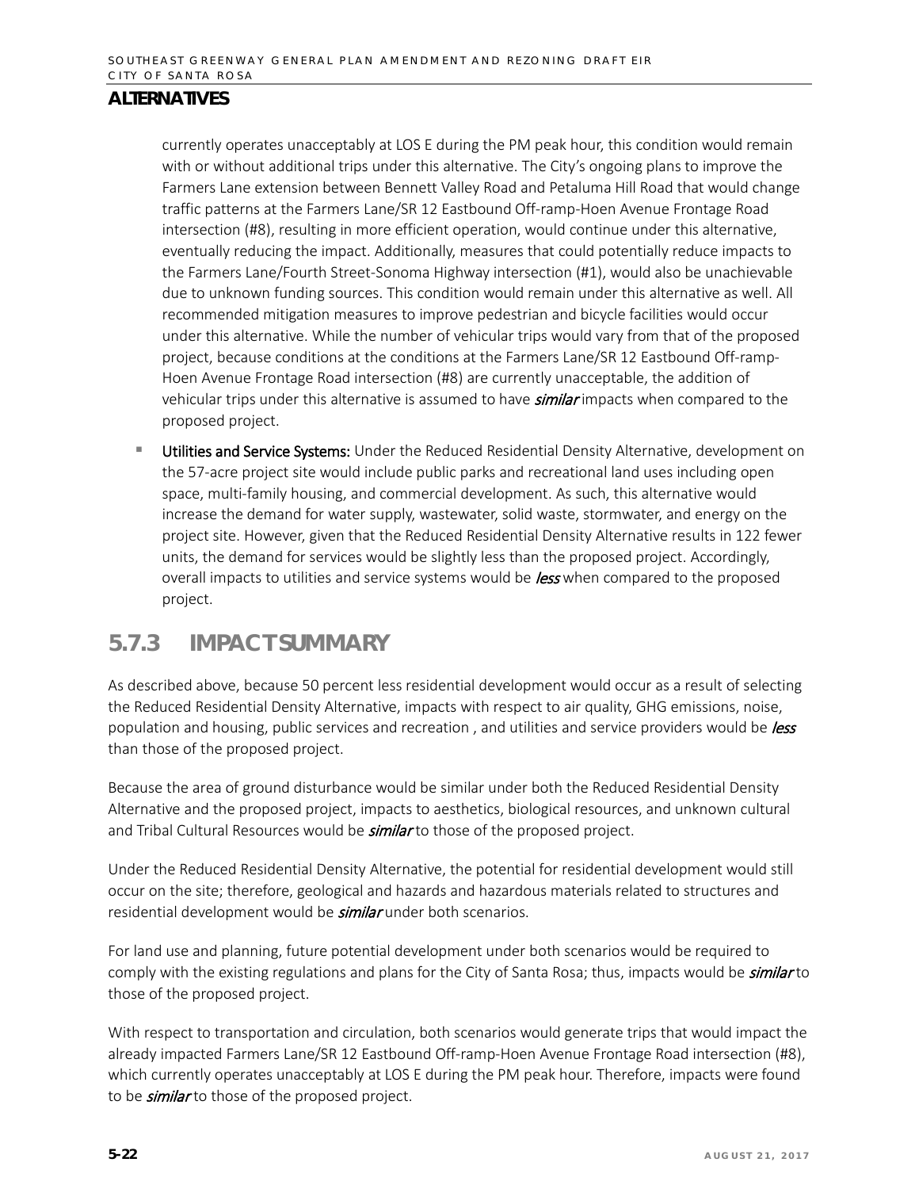currently operates unacceptably at LOS E during the PM peak hour, this condition would remain with or without additional trips under this alternative. The City's ongoing plans to improve the Farmers Lane extension between Bennett Valley Road and Petaluma Hill Road that would change traffic patterns at the Farmers Lane/SR 12 Eastbound Off-ramp-Hoen Avenue Frontage Road intersection (#8), resulting in more efficient operation, would continue under this alternative, eventually reducing the impact. Additionally, measures that could potentially reduce impacts to the Farmers Lane/Fourth Street-Sonoma Highway intersection (#1), would also be unachievable due to unknown funding sources. This condition would remain under this alternative as well. All recommended mitigation measures to improve pedestrian and bicycle facilities would occur under this alternative. While the number of vehicular trips would vary from that of the proposed project, because conditions at the conditions at the Farmers Lane/SR 12 Eastbound Off-ramp-Hoen Avenue Frontage Road intersection (#8) are currently unacceptable, the addition of vehicular trips under this alternative is assumed to have ***similar*** impacts when compared to the proposed project.

- **Utilities and Service Systems:** Under the Reduced Residential Density Alternative, development on the 57-acre project site would include public parks and recreational land uses including open space, multi-family housing, and commercial development. As such, this alternative would increase the demand for water supply, wastewater, solid waste, stormwater, and energy on the project site. However, given that the Reduced Residential Density Alternative results in 122 fewer units, the demand for services would be slightly less than the proposed project. Accordingly, overall impacts to utilities and service systems would be ***less*** when compared to the proposed project.

## 5.7.3 IMPACT SUMMARY

As described above, because 50 percent less residential development would occur as a result of selecting the Reduced Residential Density Alternative, impacts with respect to air quality, GHG emissions, noise, population and housing, public services and recreation , and utilities and service providers would be ***less*** than those of the proposed project.

Because the area of ground disturbance would be similar under both the Reduced Residential Density Alternative and the proposed project, impacts to aesthetics, biological resources, and unknown cultural and Tribal Cultural Resources would be ***similar*** to those of the proposed project.

Under the Reduced Residential Density Alternative, the potential for residential development would still occur on the site; therefore, geological and hazards and hazardous materials related to structures and residential development would be ***similar*** under both scenarios.

For land use and planning, future potential development under both scenarios would be required to comply with the existing regulations and plans for the City of Santa Rosa; thus, impacts would be ***similar*** to those of the proposed project.

With respect to transportation and circulation, both scenarios would generate trips that would impact the already impacted Farmers Lane/SR 12 Eastbound Off-ramp-Hoen Avenue Frontage Road intersection (#8), which currently operates unacceptably at LOS E during the PM peak hour. Therefore, impacts were found to be ***similar*** to those of the proposed project.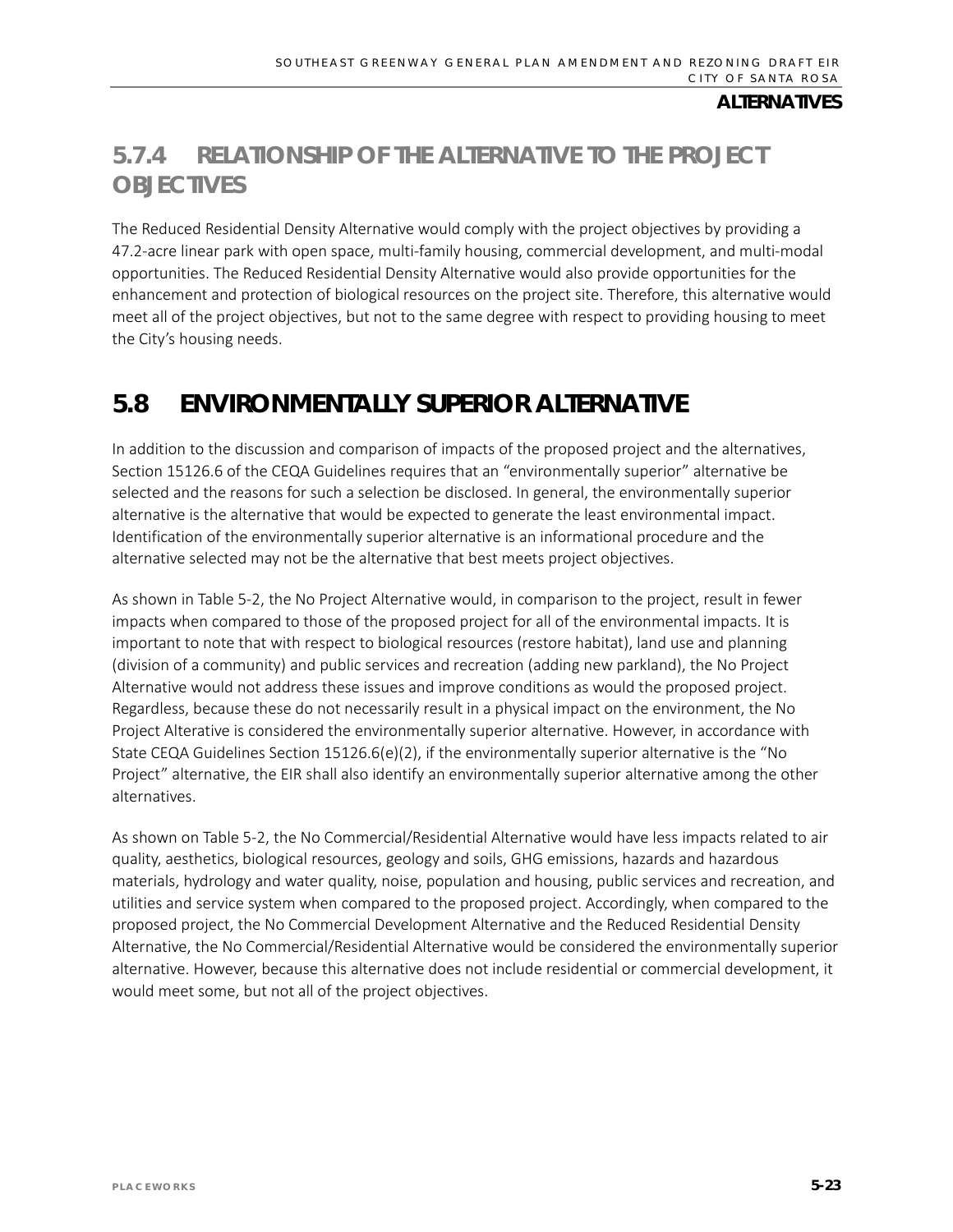### 5.7.4 RELATIONSHIP OF THE ALTERNATIVE TO THE PROJECT OBJECTIVES

The Reduced Residential Density Alternative would comply with the project objectives by providing a 47.2-acre linear park with open space, multi-family housing, commercial development, and multi-modal opportunities. The Reduced Residential Density Alternative would also provide opportunities for the enhancement and protection of biological resources on the project site. Therefore, this alternative would meet all of the project objectives, but not to the same degree with respect to providing housing to meet the City's housing needs.

## 5.8 ENVIRONMENTALLY SUPERIOR ALTERNATIVE

In addition to the discussion and comparison of impacts of the proposed project and the alternatives, Section 15126.6 of the CEQA Guidelines requires that an "environmentally superior" alternative be selected and the reasons for such a selection be disclosed. In general, the environmentally superior alternative is the alternative that would be expected to generate the least environmental impact. Identification of the environmentally superior alternative is an informational procedure and the alternative selected may not be the alternative that best meets project objectives.

As shown in Table 5-2, the No Project Alternative would, in comparison to the project, result in fewer impacts when compared to those of the proposed project for all of the environmental impacts. It is important to note that with respect to biological resources (restore habitat), land use and planning (division of a community) and public services and recreation (adding new parkland), the No Project Alternative would not address these issues and improve conditions as would the proposed project. Regardless, because these do not necessarily result in a physical impact on the environment, the No Project Alterative is considered the environmentally superior alternative. However, in accordance with State CEQA Guidelines Section 15126.6(e)(2), if the environmentally superior alternative is the "No Project" alternative, the EIR shall also identify an environmentally superior alternative among the other alternatives.

As shown on Table 5-2, the No Commercial/Residential Alternative would have less impacts related to air quality, aesthetics, biological resources, geology and soils, GHG emissions, hazards and hazardous materials, hydrology and water quality, noise, population and housing, public services and recreation, and utilities and service system when compared to the proposed project. Accordingly, when compared to the proposed project, the No Commercial Development Alternative and the Reduced Residential Density Alternative, the No Commercial/Residential Alternative would be considered the environmentally superior alternative. However, because this alternative does not include residential or commercial development, it would meet some, but not all of the project objectives.